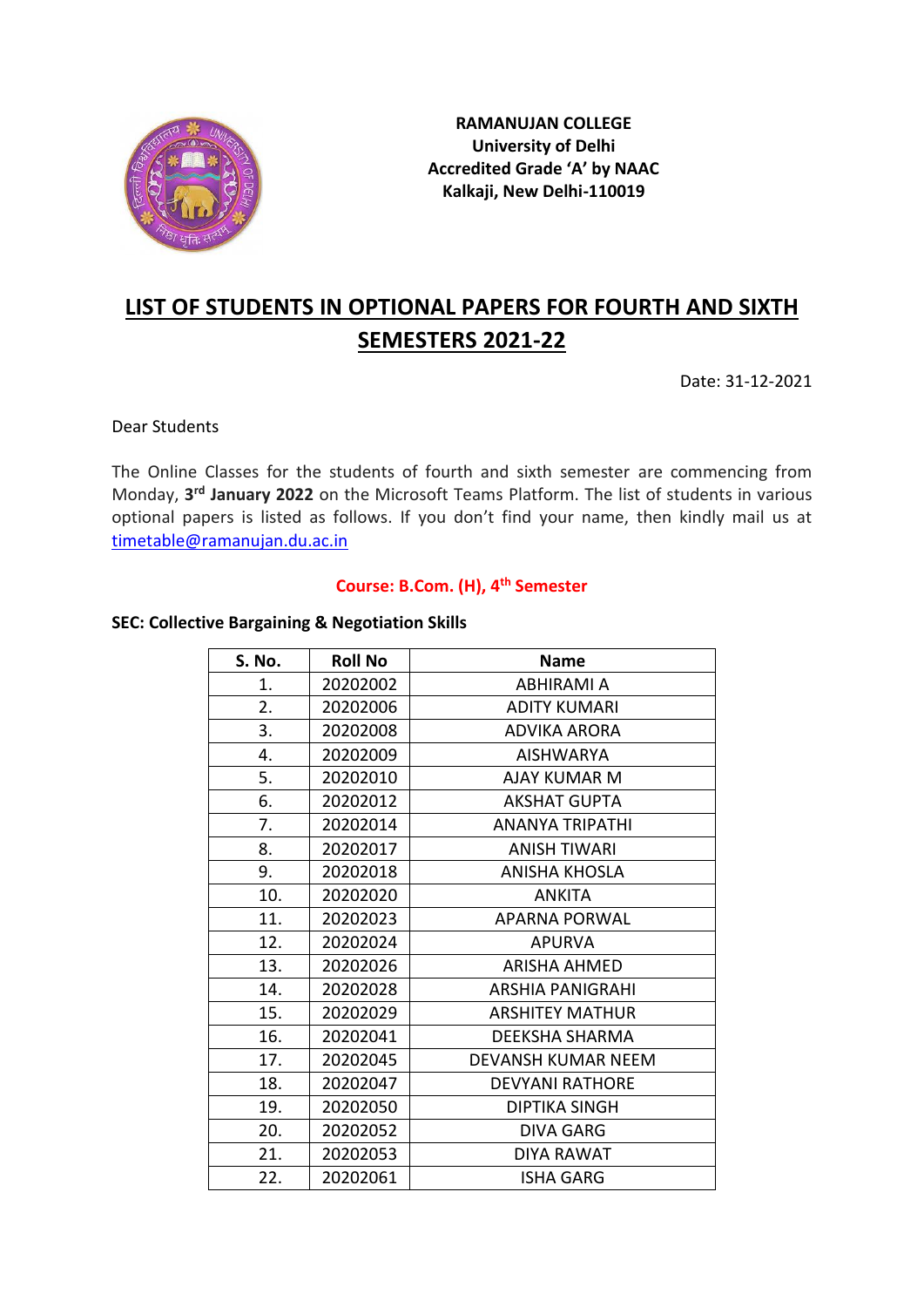**RAMANUJAN COLLEGE**
**University of Delhi**
**Accredited Grade 'A' by NAAC**
**Kalkaji, New Delhi-110019**

# LIST OF STUDENTS IN OPTIONAL PAPERS FOR FOURTH AND SIXTH SEMESTERS 2021-22

Date: 31-12-2021

Dear Students

The Online Classes for the students of fourth and sixth semester are commencing from Monday, **3rd January 2022** on the Microsoft Teams Platform. The list of students in various optional papers is listed as follows. If you don't find your name, then kindly mail us at timetable@ramanujan.du.ac.in

## Course: B.Com. (H), 4th Semester

### SEC: Collective Bargaining & Negotiation Skills

| S. No. | Roll No | Name |
|---|---|---|
| 1. | 20202002 | ABHIRAMI A |
| 2. | 20202006 | ADITY KUMARI |
| 3. | 20202008 | ADVIKA ARORA |
| 4. | 20202009 | AISHWARYA |
| 5. | 20202010 | AJAY KUMAR M |
| 6. | 20202012 | AKSHAT GUPTA |
| 7. | 20202014 | ANANYA TRIPATHI |
| 8. | 20202017 | ANISH TIWARI |
| 9. | 20202018 | ANISHA KHOSLA |
| 10. | 20202020 | ANKITA |
| 11. | 20202023 | APARNA PORWAL |
| 12. | 20202024 | APURVA |
| 13. | 20202026 | ARISHA AHMED |
| 14. | 20202028 | ARSHIA PANIGRAHI |
| 15. | 20202029 | ARSHITEY MATHUR |
| 16. | 20202041 | DEEKSHA SHARMA |
| 17. | 20202045 | DEVANSH KUMAR NEEM |
| 18. | 20202047 | DEVYANI RATHORE |
| 19. | 20202050 | DIPTIKA SINGH |
| 20. | 20202052 | DIVA GARG |
| 21. | 20202053 | DIYA RAWAT |
| 22. | 20202061 | ISHA GARG |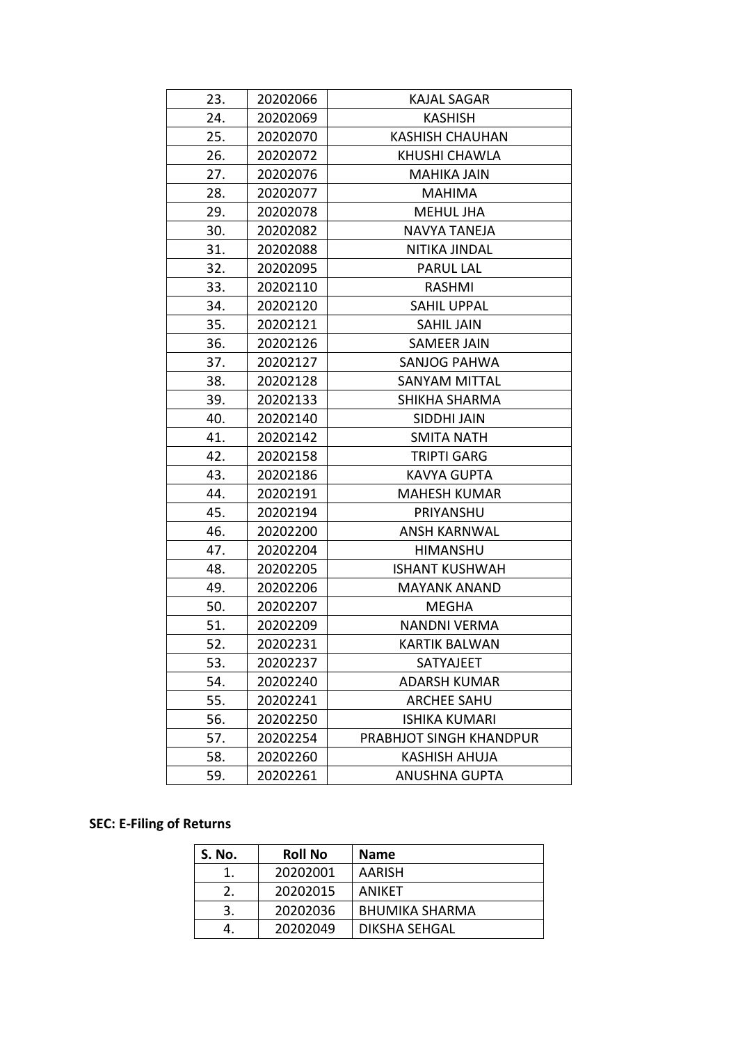| | | |
|---|---|---|
| 23. | 20202066 | KAJAL SAGAR |
| 24. | 20202069 | KASHISH |
| 25. | 20202070 | KASHISH CHAUHAN |
| 26. | 20202072 | KHUSHI CHAWLA |
| 27. | 20202076 | MAHIKA JAIN |
| 28. | 20202077 | MAHIMA |
| 29. | 20202078 | MEHUL JHA |
| 30. | 20202082 | NAVYA TANEJA |
| 31. | 20202088 | NITIKA JINDAL |
| 32. | 20202095 | PARUL LAL |
| 33. | 20202110 | RASHMI |
| 34. | 20202120 | SAHIL UPPAL |
| 35. | 20202121 | SAHIL JAIN |
| 36. | 20202126 | SAMEER JAIN |
| 37. | 20202127 | SANJOG PAHWA |
| 38. | 20202128 | SANYAM MITTAL |
| 39. | 20202133 | SHIKHA SHARMA |
| 40. | 20202140 | SIDDHI JAIN |
| 41. | 20202142 | SMITA NATH |
| 42. | 20202158 | TRIPTI GARG |
| 43. | 20202186 | KAVYA GUPTA |
| 44. | 20202191 | MAHESH KUMAR |
| 45. | 20202194 | PRIYANSHU |
| 46. | 20202200 | ANSH KARNWAL |
| 47. | 20202204 | HIMANSHU |
| 48. | 20202205 | ISHANT KUSHWAH |
| 49. | 20202206 | MAYANK ANAND |
| 50. | 20202207 | MEGHA |
| 51. | 20202209 | NANDNI VERMA |
| 52. | 20202231 | KARTIK BALWAN |
| 53. | 20202237 | SATYAJEET |
| 54. | 20202240 | ADARSH KUMAR |
| 55. | 20202241 | ARCHEE SAHU |
| 56. | 20202250 | ISHIKA KUMARI |
| 57. | 20202254 | PRABHJOT SINGH KHANDPUR |
| 58. | 20202260 | KASHISH AHUJA |
| 59. | 20202261 | ANUSHNA GUPTA |

**SEC: E-Filing of Returns**

| S. No. | Roll No | Name |
|---|---|---|
| 1. | 20202001 | AARISH |
| 2. | 20202015 | ANIKET |
| 3. | 20202036 | BHUMIKA SHARMA |
| 4. | 20202049 | DIKSHA SEHGAL |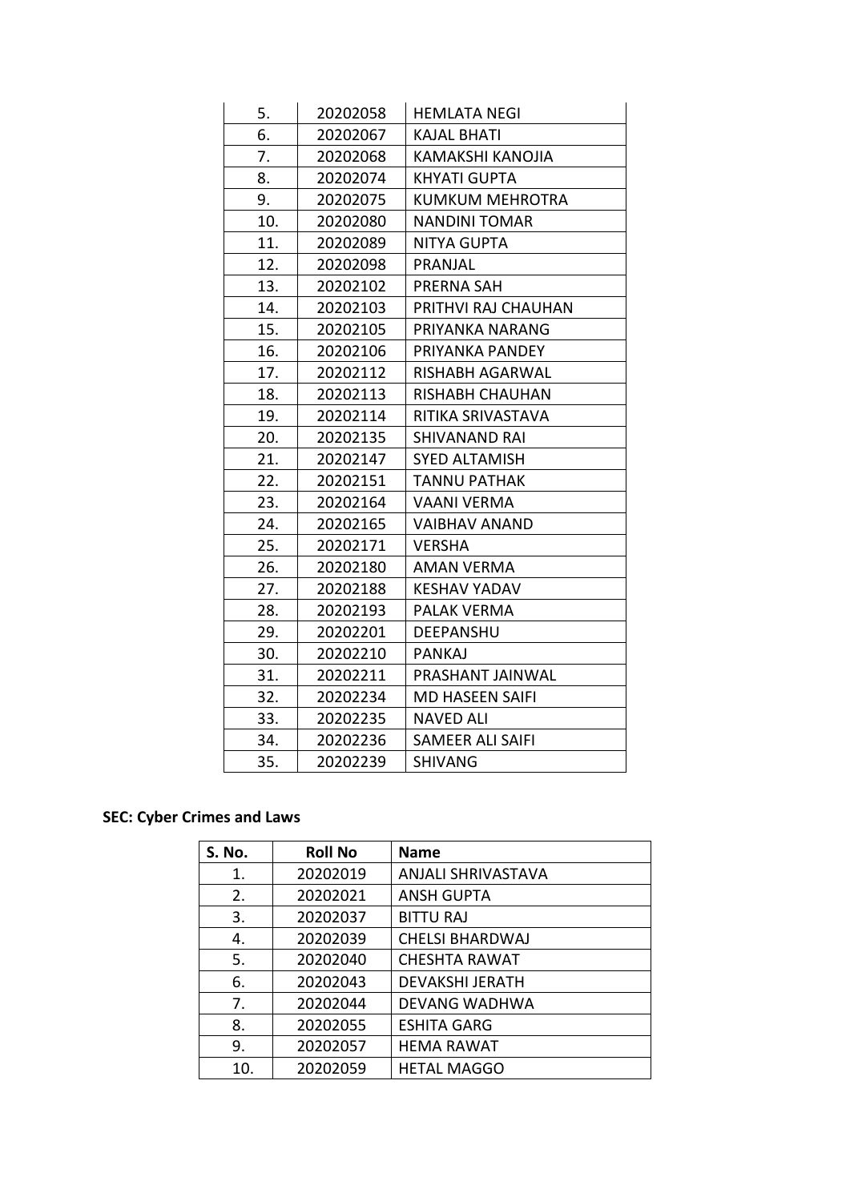| 5. | 20202058 | HEMLATA NEGI |
|---|---|---|
| 6. | 20202067 | KAJAL BHATI |
| 7. | 20202068 | KAMAKSHI KANOJIA |
| 8. | 20202074 | KHYATI GUPTA |
| 9. | 20202075 | KUMKUM MEHROTRA |
| 10. | 20202080 | NANDINI TOMAR |
| 11. | 20202089 | NITYA GUPTA |
| 12. | 20202098 | PRANJAL |
| 13. | 20202102 | PRERNA SAH |
| 14. | 20202103 | PRITHVI RAJ CHAUHAN |
| 15. | 20202105 | PRIYANKA NARANG |
| 16. | 20202106 | PRIYANKA PANDEY |
| 17. | 20202112 | RISHABH AGARWAL |
| 18. | 20202113 | RISHABH CHAUHAN |
| 19. | 20202114 | RITIKA SRIVASTAVA |
| 20. | 20202135 | SHIVANAND RAI |
| 21. | 20202147 | SYED ALTAMISH |
| 22. | 20202151 | TANNU PATHAK |
| 23. | 20202164 | VAANI VERMA |
| 24. | 20202165 | VAIBHAV ANAND |
| 25. | 20202171 | VERSHA |
| 26. | 20202180 | AMAN VERMA |
| 27. | 20202188 | KESHAV YADAV |
| 28. | 20202193 | PALAK VERMA |
| 29. | 20202201 | DEEPANSHU |
| 30. | 20202210 | PANKAJ |
| 31. | 20202211 | PRASHANT JAINWAL |
| 32. | 20202234 | MD HASEEN SAIFI |
| 33. | 20202235 | NAVED ALI |
| 34. | 20202236 | SAMEER ALI SAIFI |
| 35. | 20202239 | SHIVANG |

**SEC: Cyber Crimes and Laws**

| S. No. | Roll No | Name |
|---|---|---|
| 1. | 20202019 | ANJALI SHRIVASTAVA |
| 2. | 20202021 | ANSH GUPTA |
| 3. | 20202037 | BITTU RAJ |
| 4. | 20202039 | CHELSI BHARDWAJ |
| 5. | 20202040 | CHESHTA RAWAT |
| 6. | 20202043 | DEVAKSHI JERATH |
| 7. | 20202044 | DEVANG WADHWA |
| 8. | 20202055 | ESHITA GARG |
| 9. | 20202057 | HEMA RAWAT |
| 10. | 20202059 | HETAL MAGGO |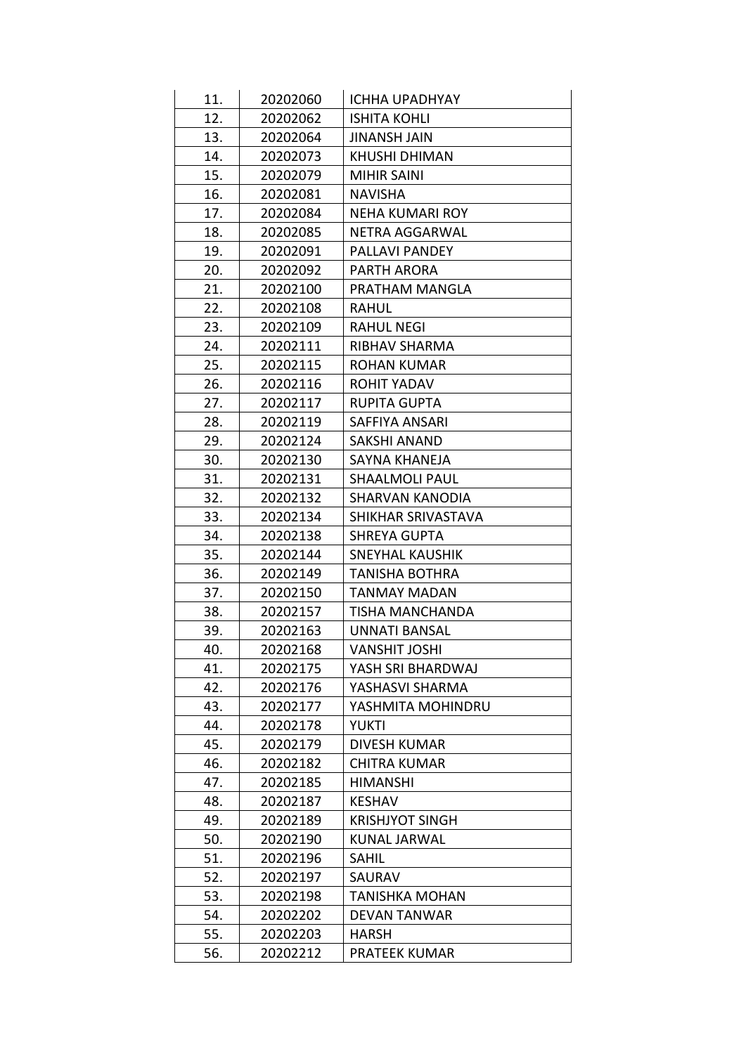| 11. | 20202060 | ICHHA UPADHYAY |
|---|---|---|
| 12. | 20202062 | ISHITA KOHLI |
| 13. | 20202064 | JINANSH JAIN |
| 14. | 20202073 | KHUSHI DHIMAN |
| 15. | 20202079 | MIHIR SAINI |
| 16. | 20202081 | NAVISHA |
| 17. | 20202084 | NEHA KUMARI ROY |
| 18. | 20202085 | NETRA AGGARWAL |
| 19. | 20202091 | PALLAVI PANDEY |
| 20. | 20202092 | PARTH ARORA |
| 21. | 20202100 | PRATHAM MANGLA |
| 22. | 20202108 | RAHUL |
| 23. | 20202109 | RAHUL NEGI |
| 24. | 20202111 | RIBHAV SHARMA |
| 25. | 20202115 | ROHAN KUMAR |
| 26. | 20202116 | ROHIT YADAV |
| 27. | 20202117 | RUPITA GUPTA |
| 28. | 20202119 | SAFFIYA ANSARI |
| 29. | 20202124 | SAKSHI ANAND |
| 30. | 20202130 | SAYNA KHANEJA |
| 31. | 20202131 | SHAALMOLI PAUL |
| 32. | 20202132 | SHARVAN KANODIA |
| 33. | 20202134 | SHIKHAR SRIVASTAVA |
| 34. | 20202138 | SHREYA GUPTA |
| 35. | 20202144 | SNEYHAL KAUSHIK |
| 36. | 20202149 | TANISHA BOTHRA |
| 37. | 20202150 | TANMAY MADAN |
| 38. | 20202157 | TISHA MANCHANDA |
| 39. | 20202163 | UNNATI BANSAL |
| 40. | 20202168 | VANSHIT JOSHI |
| 41. | 20202175 | YASH SRI BHARDWAJ |
| 42. | 20202176 | YASHASVI SHARMA |
| 43. | 20202177 | YASHMITA MOHINDRU |
| 44. | 20202178 | YUKTI |
| 45. | 20202179 | DIVESH KUMAR |
| 46. | 20202182 | CHITRA KUMAR |
| 47. | 20202185 | HIMANSHI |
| 48. | 20202187 | KESHAV |
| 49. | 20202189 | KRISHJYOT SINGH |
| 50. | 20202190 | KUNAL JARWAL |
| 51. | 20202196 | SAHIL |
| 52. | 20202197 | SAURAV |
| 53. | 20202198 | TANISHKA MOHAN |
| 54. | 20202202 | DEVAN TANWAR |
| 55. | 20202203 | HARSH |
| 56. | 20202212 | PRATEEK KUMAR |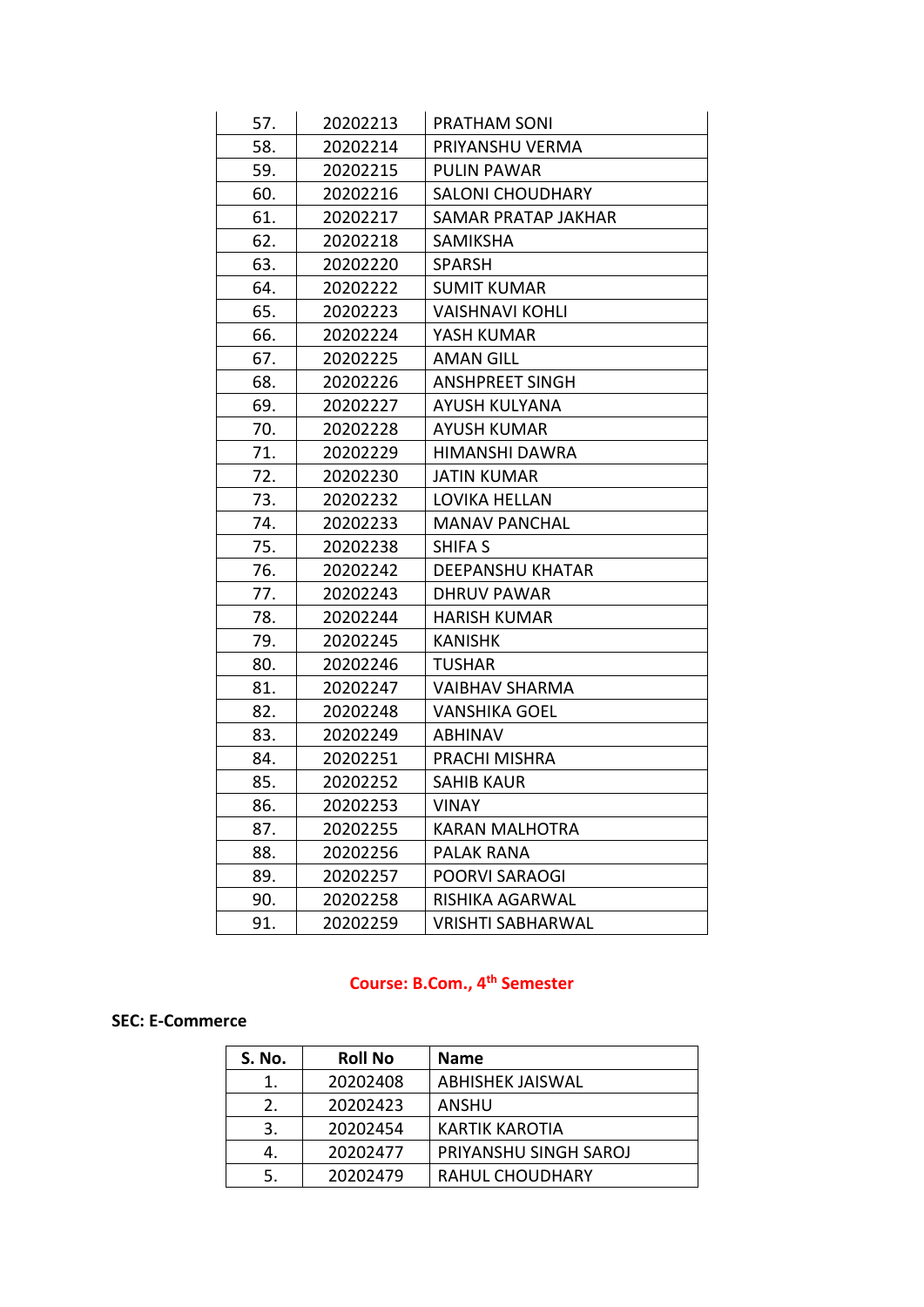| | | |
|---|---|---|
| 57. | 20202213 | PRATHAM SONI |
| 58. | 20202214 | PRIYANSHU VERMA |
| 59. | 20202215 | PULIN PAWAR |
| 60. | 20202216 | SALONI CHOUDHARY |
| 61. | 20202217 | SAMAR PRATAP JAKHAR |
| 62. | 20202218 | SAMIKSHA |
| 63. | 20202220 | SPARSH |
| 64. | 20202222 | SUMIT KUMAR |
| 65. | 20202223 | VAISHNAVI KOHLI |
| 66. | 20202224 | YASH KUMAR |
| 67. | 20202225 | AMAN GILL |
| 68. | 20202226 | ANSHPREET SINGH |
| 69. | 20202227 | AYUSH KULYANA |
| 70. | 20202228 | AYUSH KUMAR |
| 71. | 20202229 | HIMANSHI DAWRA |
| 72. | 20202230 | JATIN KUMAR |
| 73. | 20202232 | LOVIKA HELLAN |
| 74. | 20202233 | MANAV PANCHAL |
| 75. | 20202238 | SHIFA S |
| 76. | 20202242 | DEEPANSHU KHATAR |
| 77. | 20202243 | DHRUV PAWAR |
| 78. | 20202244 | HARISH KUMAR |
| 79. | 20202245 | KANISHK |
| 80. | 20202246 | TUSHAR |
| 81. | 20202247 | VAIBHAV SHARMA |
| 82. | 20202248 | VANSHIKA GOEL |
| 83. | 20202249 | ABHINAV |
| 84. | 20202251 | PRACHI MISHRA |
| 85. | 20202252 | SAHIB KAUR |
| 86. | 20202253 | VINAY |
| 87. | 20202255 | KARAN MALHOTRA |
| 88. | 20202256 | PALAK RANA |
| 89. | 20202257 | POORVI SARAOGI |
| 90. | 20202258 | RISHIKA AGARWAL |
| 91. | 20202259 | VRISHTI SABHARWAL |

## Course: B.Com., 4th Semester

**SEC: E-Commerce**

| S. No. | Roll No | Name |
|---|---|---|
| 1. | 20202408 | ABHISHEK JAISWAL |
| 2. | 20202423 | ANSHU |
| 3. | 20202454 | KARTIK KAROTIA |
| 4. | 20202477 | PRIYANSHU SINGH SAROJ |
| 5. | 20202479 | RAHUL CHOUDHARY |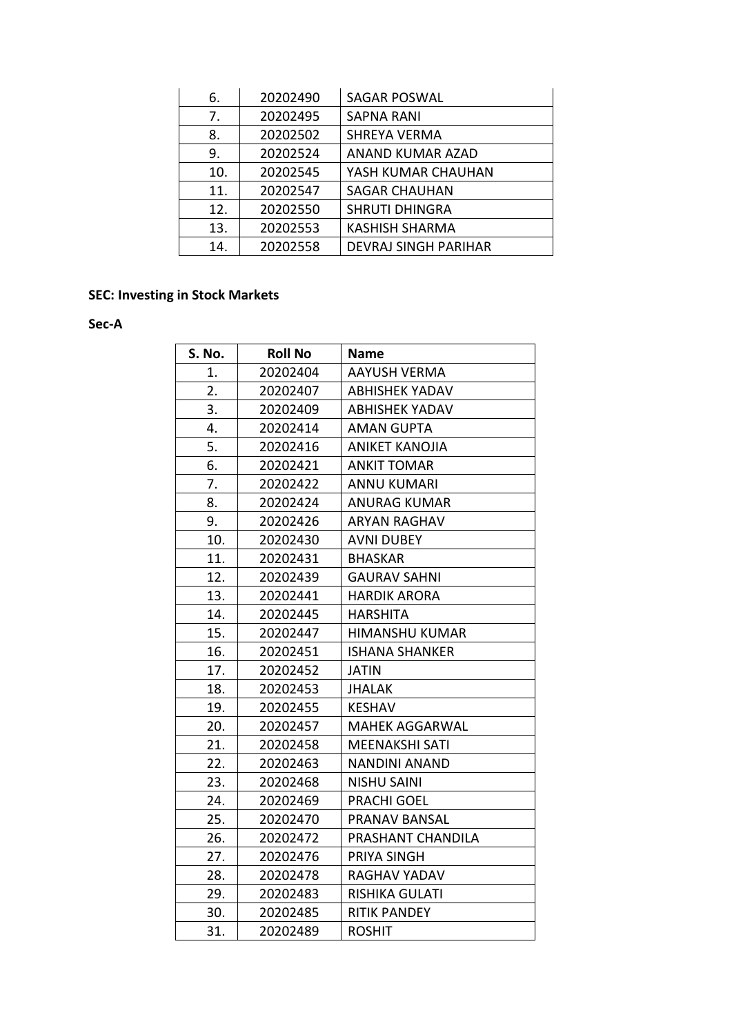| | | |
|---|---|---|
| 6. | 20202490 | SAGAR POSWAL |
| 7. | 20202495 | SAPNA RANI |
| 8. | 20202502 | SHREYA VERMA |
| 9. | 20202524 | ANAND KUMAR AZAD |
| 10. | 20202545 | YASH KUMAR CHAUHAN |
| 11. | 20202547 | SAGAR CHAUHAN |
| 12. | 20202550 | SHRUTI DHINGRA |
| 13. | 20202553 | KASHISH SHARMA |
| 14. | 20202558 | DEVRAJ SINGH PARIHAR |

**SEC: Investing in Stock Markets**

**Sec-A**

| S. No. | Roll No | Name |
|---|---|---|
| 1. | 20202404 | AAYUSH VERMA |
| 2. | 20202407 | ABHISHEK YADAV |
| 3. | 20202409 | ABHISHEK YADAV |
| 4. | 20202414 | AMAN GUPTA |
| 5. | 20202416 | ANIKET KANOJIA |
| 6. | 20202421 | ANKIT TOMAR |
| 7. | 20202422 | ANNU KUMARI |
| 8. | 20202424 | ANURAG KUMAR |
| 9. | 20202426 | ARYAN RAGHAV |
| 10. | 20202430 | AVNI DUBEY |
| 11. | 20202431 | BHASKAR |
| 12. | 20202439 | GAURAV SAHNI |
| 13. | 20202441 | HARDIK ARORA |
| 14. | 20202445 | HARSHITA |
| 15. | 20202447 | HIMANSHU KUMAR |
| 16. | 20202451 | ISHANA SHANKER |
| 17. | 20202452 | JATIN |
| 18. | 20202453 | JHALAK |
| 19. | 20202455 | KESHAV |
| 20. | 20202457 | MAHEK AGGARWAL |
| 21. | 20202458 | MEENAKSHI SATI |
| 22. | 20202463 | NANDINI ANAND |
| 23. | 20202468 | NISHU SAINI |
| 24. | 20202469 | PRACHI GOEL |
| 25. | 20202470 | PRANAV BANSAL |
| 26. | 20202472 | PRASHANT CHANDILA |
| 27. | 20202476 | PRIYA SINGH |
| 28. | 20202478 | RAGHAV YADAV |
| 29. | 20202483 | RISHIKA GULATI |
| 30. | 20202485 | RITIK PANDEY |
| 31. | 20202489 | ROSHIT |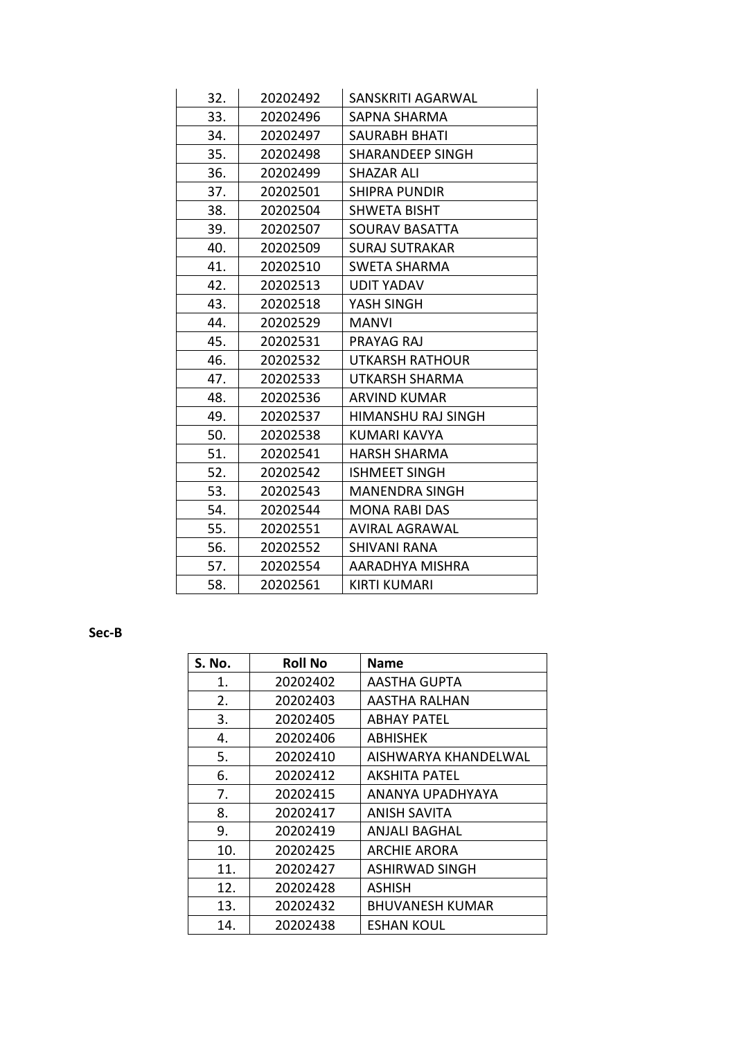| | | |
|---|---|---|
| 32. | 20202492 | SANSKRITI AGARWAL |
| 33. | 20202496 | SAPNA SHARMA |
| 34. | 20202497 | SAURABH BHATI |
| 35. | 20202498 | SHARANDEEP SINGH |
| 36. | 20202499 | SHAZAR ALI |
| 37. | 20202501 | SHIPRA PUNDIR |
| 38. | 20202504 | SHWETA BISHT |
| 39. | 20202507 | SOURAV BASATTA |
| 40. | 20202509 | SURAJ SUTRAKAR |
| 41. | 20202510 | SWETA SHARMA |
| 42. | 20202513 | UDIT YADAV |
| 43. | 20202518 | YASH SINGH |
| 44. | 20202529 | MANVI |
| 45. | 20202531 | PRAYAG RAJ |
| 46. | 20202532 | UTKARSH RATHOUR |
| 47. | 20202533 | UTKARSH SHARMA |
| 48. | 20202536 | ARVIND KUMAR |
| 49. | 20202537 | HIMANSHU RAJ SINGH |
| 50. | 20202538 | KUMARI KAVYA |
| 51. | 20202541 | HARSH SHARMA |
| 52. | 20202542 | ISHMEET SINGH |
| 53. | 20202543 | MANENDRA SINGH |
| 54. | 20202544 | MONA RABI DAS |
| 55. | 20202551 | AVIRAL AGRAWAL |
| 56. | 20202552 | SHIVANI RANA |
| 57. | 20202554 | AARADHYA MISHRA |
| 58. | 20202561 | KIRTI KUMARI |

**Sec-B**

| S. No. | Roll No | Name |
|---|---|---|
| 1. | 20202402 | AASTHA GUPTA |
| 2. | 20202403 | AASTHA RALHAN |
| 3. | 20202405 | ABHAY PATEL |
| 4. | 20202406 | ABHISHEK |
| 5. | 20202410 | AISHWARYA KHANDELWAL |
| 6. | 20202412 | AKSHITA PATEL |
| 7. | 20202415 | ANANYA UPADHYAYA |
| 8. | 20202417 | ANISH SAVITA |
| 9. | 20202419 | ANJALI BAGHAL |
| 10. | 20202425 | ARCHIE ARORA |
| 11. | 20202427 | ASHIRWAD SINGH |
| 12. | 20202428 | ASHISH |
| 13. | 20202432 | BHUVANESH KUMAR |
| 14. | 20202438 | ESHAN KOUL |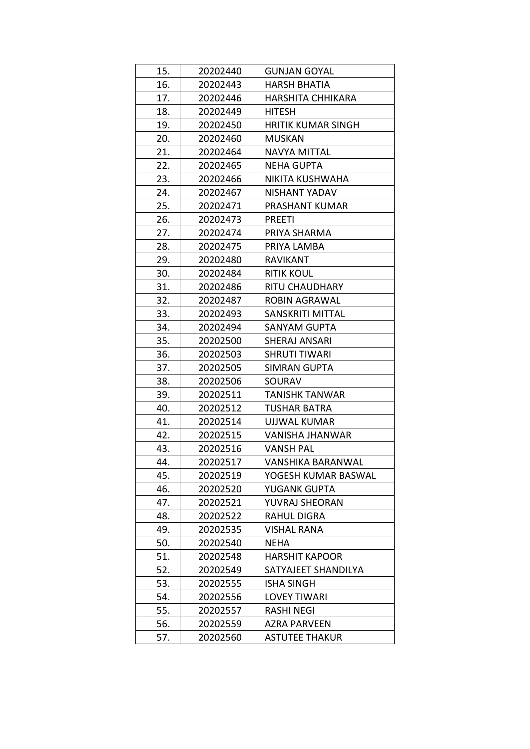| 15. | 20202440 | GUNJAN GOYAL |
|---|---|---|
| 16. | 20202443 | HARSH BHATIA |
| 17. | 20202446 | HARSHITA CHHIKARA |
| 18. | 20202449 | HITESH |
| 19. | 20202450 | HRITIK KUMAR SINGH |
| 20. | 20202460 | MUSKAN |
| 21. | 20202464 | NAVYA MITTAL |
| 22. | 20202465 | NEHA GUPTA |
| 23. | 20202466 | NIKITA KUSHWAHA |
| 24. | 20202467 | NISHANT YADAV |
| 25. | 20202471 | PRASHANT KUMAR |
| 26. | 20202473 | PREETI |
| 27. | 20202474 | PRIYA SHARMA |
| 28. | 20202475 | PRIYA LAMBA |
| 29. | 20202480 | RAVIKANT |
| 30. | 20202484 | RITIK KOUL |
| 31. | 20202486 | RITU CHAUDHARY |
| 32. | 20202487 | ROBIN AGRAWAL |
| 33. | 20202493 | SANSKRITI MITTAL |
| 34. | 20202494 | SANYAM GUPTA |
| 35. | 20202500 | SHERAJ ANSARI |
| 36. | 20202503 | SHRUTI TIWARI |
| 37. | 20202505 | SIMRAN GUPTA |
| 38. | 20202506 | SOURAV |
| 39. | 20202511 | TANISHK TANWAR |
| 40. | 20202512 | TUSHAR BATRA |
| 41. | 20202514 | UJJWAL KUMAR |
| 42. | 20202515 | VANISHA JHANWAR |
| 43. | 20202516 | VANSH PAL |
| 44. | 20202517 | VANSHIKA BARANWAL |
| 45. | 20202519 | YOGESH KUMAR BASWAL |
| 46. | 20202520 | YUGANK GUPTA |
| 47. | 20202521 | YUVRAJ SHEORAN |
| 48. | 20202522 | RAHUL DIGRA |
| 49. | 20202535 | VISHAL RANA |
| 50. | 20202540 | NEHA |
| 51. | 20202548 | HARSHIT KAPOOR |
| 52. | 20202549 | SATYAJEET SHANDILYA |
| 53. | 20202555 | ISHA SINGH |
| 54. | 20202556 | LOVEY TIWARI |
| 55. | 20202557 | RASHI NEGI |
| 56. | 20202559 | AZRA PARVEEN |
| 57. | 20202560 | ASTUTEE THAKUR |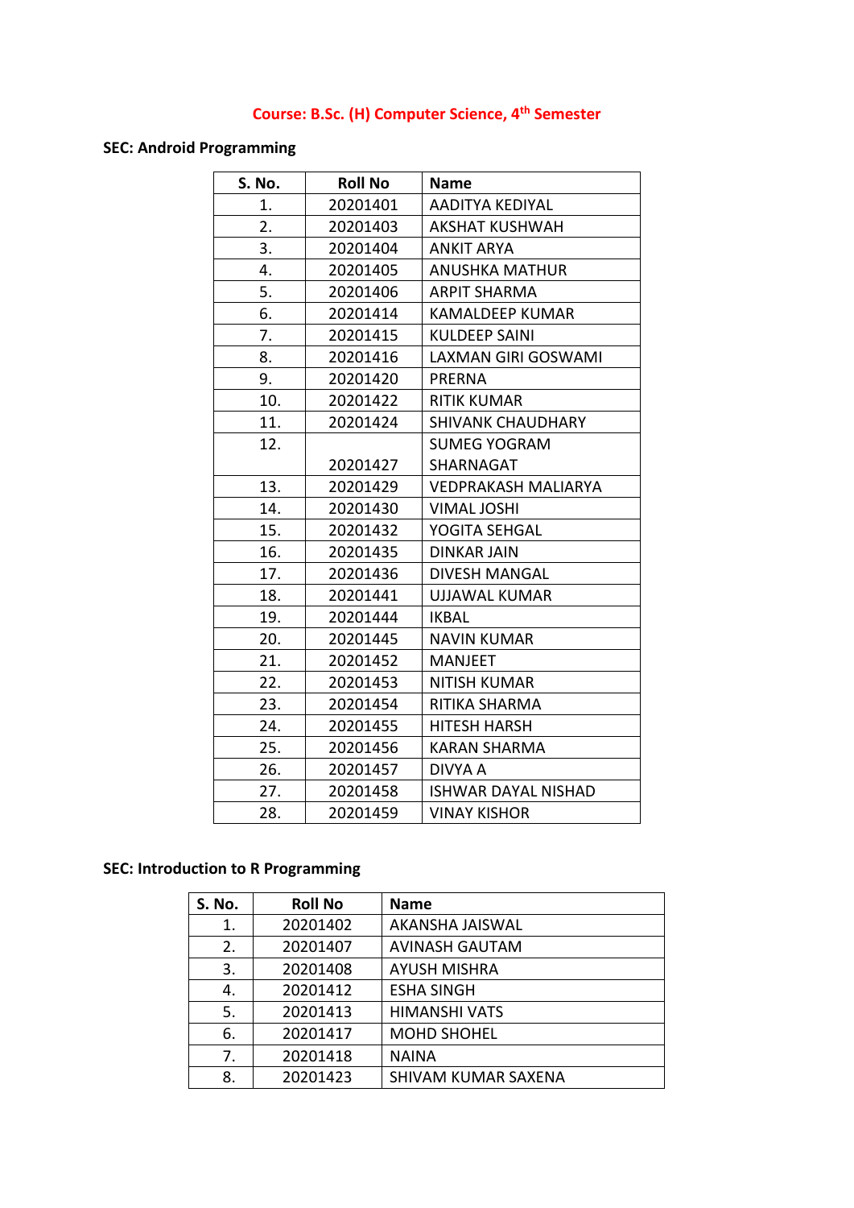**Course: B.Sc. (H) Computer Science, 4th Semester**

**SEC: Android Programming**

| S. No. | Roll No | Name |
|---|---|---|
| 1. | 20201401 | AADITYA KEDIYAL |
| 2. | 20201403 | AKSHAT KUSHWAH |
| 3. | 20201404 | ANKIT ARYA |
| 4. | 20201405 | ANUSHKA MATHUR |
| 5. | 20201406 | ARPIT SHARMA |
| 6. | 20201414 | KAMALDEEP KUMAR |
| 7. | 20201415 | KULDEEP SAINI |
| 8. | 20201416 | LAXMAN GIRI GOSWAMI |
| 9. | 20201420 | PRERNA |
| 10. | 20201422 | RITIK KUMAR |
| 11. | 20201424 | SHIVANK CHAUDHARY |
| 12. | 20201427 | SUMEG YOGRAM SHARNAGAT |
| 13. | 20201429 | VEDPRAKASH MALIARYA |
| 14. | 20201430 | VIMAL JOSHI |
| 15. | 20201432 | YOGITA SEHGAL |
| 16. | 20201435 | DINKAR JAIN |
| 17. | 20201436 | DIVESH MANGAL |
| 18. | 20201441 | UJJAWAL KUMAR |
| 19. | 20201444 | IKBAL |
| 20. | 20201445 | NAVIN KUMAR |
| 21. | 20201452 | MANJEET |
| 22. | 20201453 | NITISH KUMAR |
| 23. | 20201454 | RITIKA SHARMA |
| 24. | 20201455 | HITESH HARSH |
| 25. | 20201456 | KARAN SHARMA |
| 26. | 20201457 | DIVYA A |
| 27. | 20201458 | ISHWAR DAYAL NISHAD |
| 28. | 20201459 | VINAY KISHOR |

**SEC: Introduction to R Programming**

| S. No. | Roll No | Name |
|---|---|---|
| 1. | 20201402 | AKANSHA JAISWAL |
| 2. | 20201407 | AVINASH GAUTAM |
| 3. | 20201408 | AYUSH MISHRA |
| 4. | 20201412 | ESHA SINGH |
| 5. | 20201413 | HIMANSHI VATS |
| 6. | 20201417 | MOHD SHOHEL |
| 7. | 20201418 | NAINA |
| 8. | 20201423 | SHIVAM KUMAR SAXENA |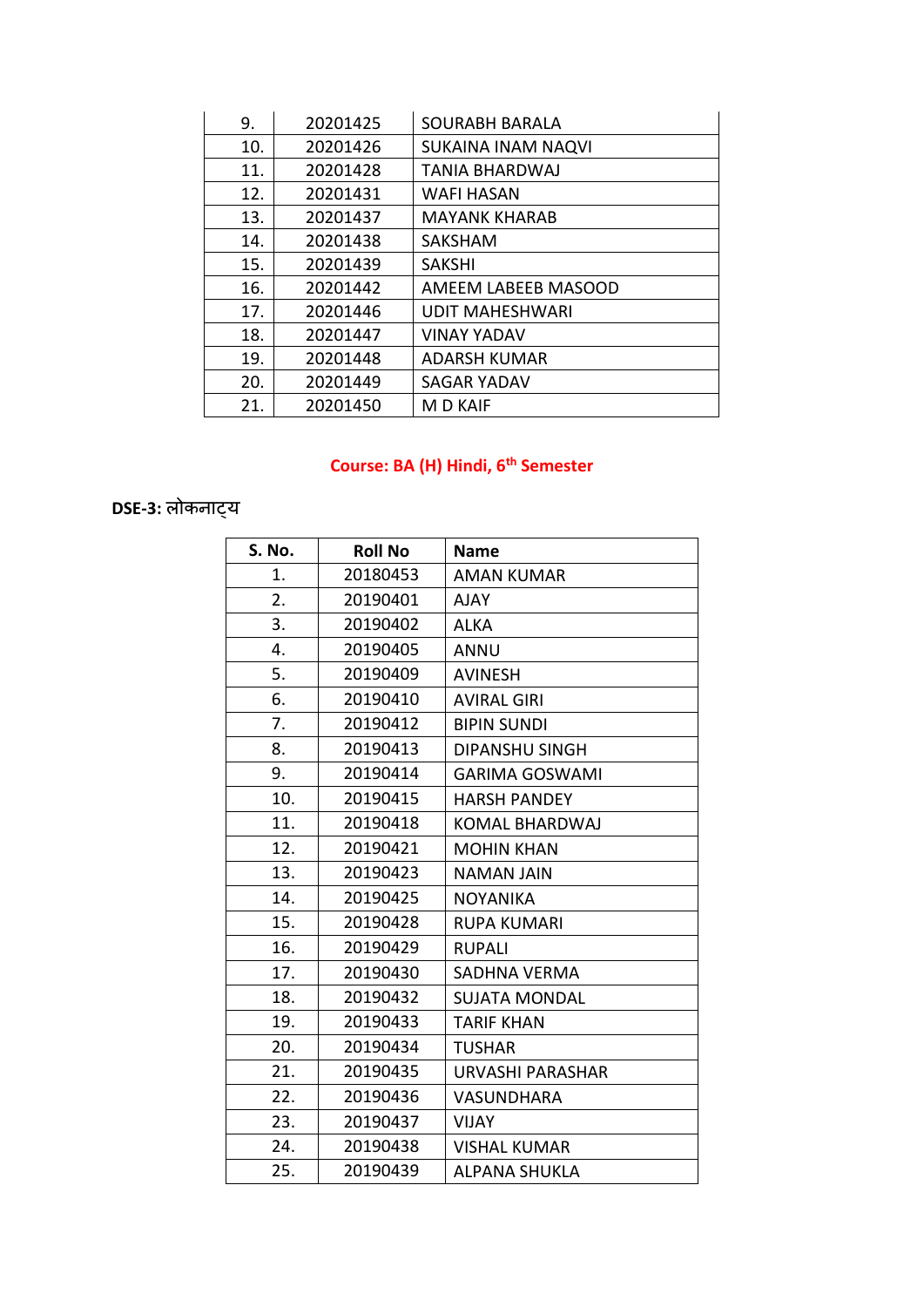| | | |
|---|---|---|
| 9. | 20201425 | SOURABH BARALA |
| 10. | 20201426 | SUKAINA INAM NAQVI |
| 11. | 20201428 | TANIA BHARDWAJ |
| 12. | 20201431 | WAFI HASAN |
| 13. | 20201437 | MAYANK KHARAB |
| 14. | 20201438 | SAKSHAM |
| 15. | 20201439 | SAKSHI |
| 16. | 20201442 | AMEEM LABEEB MASOOD |
| 17. | 20201446 | UDIT MAHESHWARI |
| 18. | 20201447 | VINAY YADAV |
| 19. | 20201448 | ADARSH KUMAR |
| 20. | 20201449 | SAGAR YADAV |
| 21. | 20201450 | M D KAIF |

**Course: BA (H) Hindi, 6th Semester**

**DSE-3:** लोकनाट्य

| S. No. | Roll No | Name |
|---|---|---|
| 1. | 20180453 | AMAN KUMAR |
| 2. | 20190401 | AJAY |
| 3. | 20190402 | ALKA |
| 4. | 20190405 | ANNU |
| 5. | 20190409 | AVINESH |
| 6. | 20190410 | AVIRAL GIRI |
| 7. | 20190412 | BIPIN SUNDI |
| 8. | 20190413 | DIPANSHU SINGH |
| 9. | 20190414 | GARIMA GOSWAMI |
| 10. | 20190415 | HARSH PANDEY |
| 11. | 20190418 | KOMAL BHARDWAJ |
| 12. | 20190421 | MOHIN KHAN |
| 13. | 20190423 | NAMAN JAIN |
| 14. | 20190425 | NOYANIKA |
| 15. | 20190428 | RUPA KUMARI |
| 16. | 20190429 | RUPALI |
| 17. | 20190430 | SADHNA VERMA |
| 18. | 20190432 | SUJATA MONDAL |
| 19. | 20190433 | TARIF KHAN |
| 20. | 20190434 | TUSHAR |
| 21. | 20190435 | URVASHI PARASHAR |
| 22. | 20190436 | VASUNDHARA |
| 23. | 20190437 | VIJAY |
| 24. | 20190438 | VISHAL KUMAR |
| 25. | 20190439 | ALPANA SHUKLA |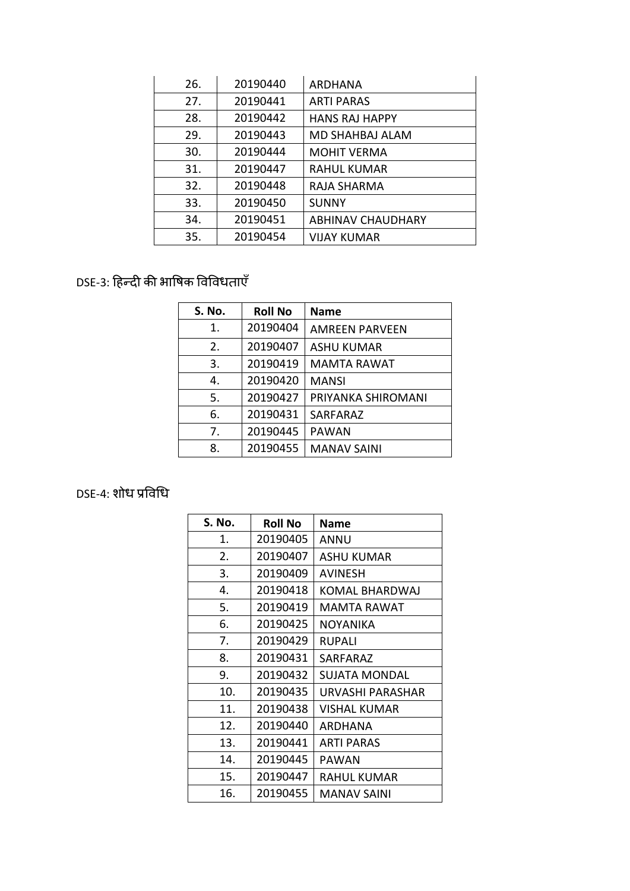| | | |
|---|---|---|
| 26. | 20190440 | ARDHANA |
| 27. | 20190441 | ARTI PARAS |
| 28. | 20190442 | HANS RAJ HAPPY |
| 29. | 20190443 | MD SHAHBAJ ALAM |
| 30. | 20190444 | MOHIT VERMA |
| 31. | 20190447 | RAHUL KUMAR |
| 32. | 20190448 | RAJA SHARMA |
| 33. | 20190450 | SUNNY |
| 34. | 20190451 | ABHINAV CHAUDHARY |
| 35. | 20190454 | VIJAY KUMAR |

DSE-3: हिन्दी की भाषिक विविधताएँ

| S. No. | Roll No | Name |
|---|---|---|
| 1. | 20190404 | AMREEN PARVEEN |
| 2. | 20190407 | ASHU KUMAR |
| 3. | 20190419 | MAMTA RAWAT |
| 4. | 20190420 | MANSI |
| 5. | 20190427 | PRIYANKA SHIROMANI |
| 6. | 20190431 | SARFARAZ |
| 7. | 20190445 | PAWAN |
| 8. | 20190455 | MANAV SAINI |

DSE-4: शोध प्रविधि

| S. No. | Roll No | Name |
|---|---|---|
| 1. | 20190405 | ANNU |
| 2. | 20190407 | ASHU KUMAR |
| 3. | 20190409 | AVINESH |
| 4. | 20190418 | KOMAL BHARDWAJ |
| 5. | 20190419 | MAMTA RAWAT |
| 6. | 20190425 | NOYANIKA |
| 7. | 20190429 | RUPALI |
| 8. | 20190431 | SARFARAZ |
| 9. | 20190432 | SUJATA MONDAL |
| 10. | 20190435 | URVASHI PARASHAR |
| 11. | 20190438 | VISHAL KUMAR |
| 12. | 20190440 | ARDHANA |
| 13. | 20190441 | ARTI PARAS |
| 14. | 20190445 | PAWAN |
| 15. | 20190447 | RAHUL KUMAR |
| 16. | 20190455 | MANAV SAINI |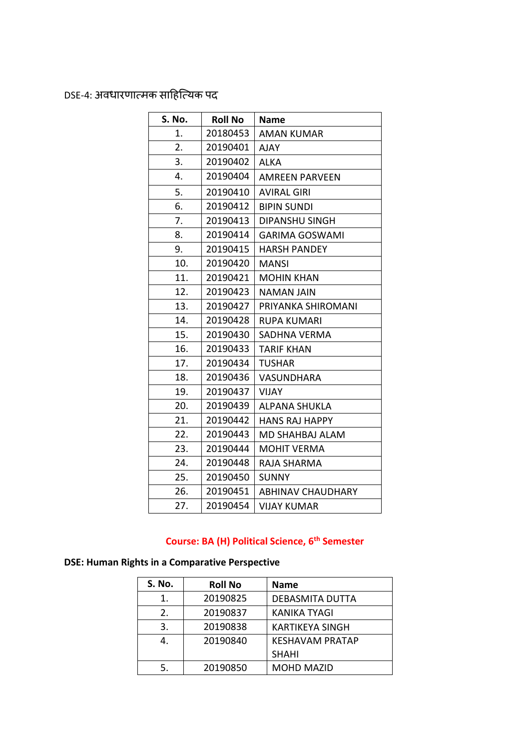DSE-4: अवधारणात्मक साहित्यिक पद

| S. No. | Roll No | Name |
|---|---|---|
| 1. | 20180453 | AMAN KUMAR |
| 2. | 20190401 | AJAY |
| 3. | 20190402 | ALKA |
| 4. | 20190404 | AMREEN PARVEEN |
| 5. | 20190410 | AVIRAL GIRI |
| 6. | 20190412 | BIPIN SUNDI |
| 7. | 20190413 | DIPANSHU SINGH |
| 8. | 20190414 | GARIMA GOSWAMI |
| 9. | 20190415 | HARSH PANDEY |
| 10. | 20190420 | MANSI |
| 11. | 20190421 | MOHIN KHAN |
| 12. | 20190423 | NAMAN JAIN |
| 13. | 20190427 | PRIYANKA SHIROMANI |
| 14. | 20190428 | RUPA KUMARI |
| 15. | 20190430 | SADHNA VERMA |
| 16. | 20190433 | TARIF KHAN |
| 17. | 20190434 | TUSHAR |
| 18. | 20190436 | VASUNDHARA |
| 19. | 20190437 | VIJAY |
| 20. | 20190439 | ALPANA SHUKLA |
| 21. | 20190442 | HANS RAJ HAPPY |
| 22. | 20190443 | MD SHAHBAJ ALAM |
| 23. | 20190444 | MOHIT VERMA |
| 24. | 20190448 | RAJA SHARMA |
| 25. | 20190450 | SUNNY |
| 26. | 20190451 | ABHINAV CHAUDHARY |
| 27. | 20190454 | VIJAY KUMAR |

**Course: BA (H) Political Science, 6th Semester**

**DSE: Human Rights in a Comparative Perspective**

| S. No. | Roll No | Name |
|---|---|---|
| 1. | 20190825 | DEBASMITA DUTTA |
| 2. | 20190837 | KANIKA TYAGI |
| 3. | 20190838 | KARTIKEYA SINGH |
| 4. | 20190840 | KESHAVAM PRATAP SHAHI |
| 5. | 20190850 | MOHD MAZID |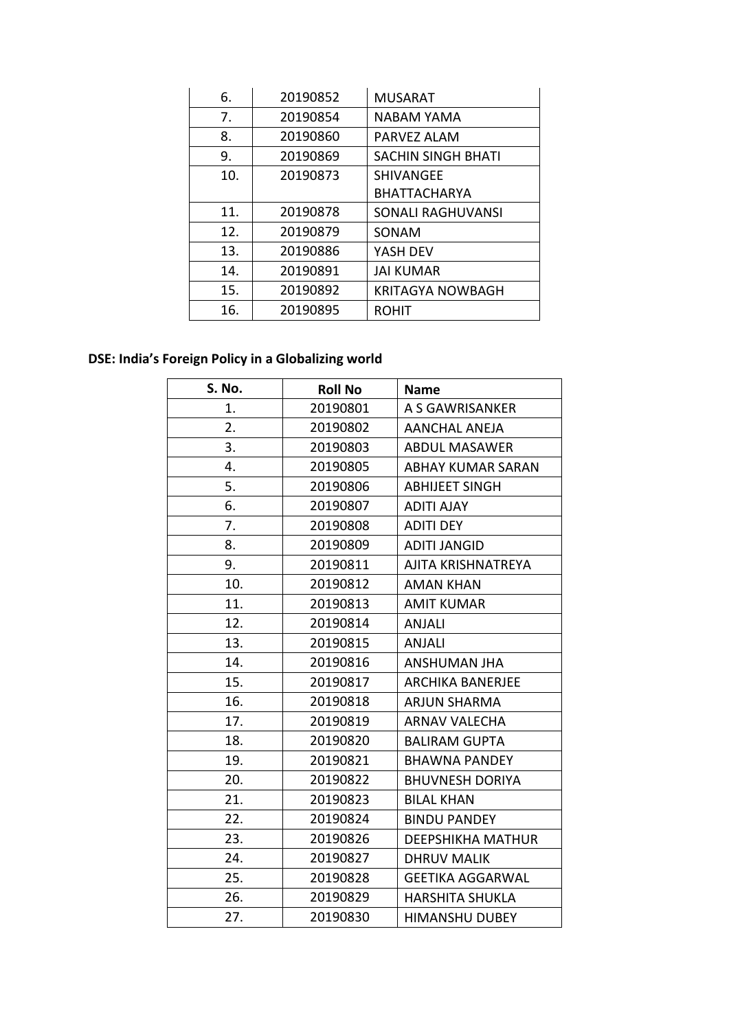| | | |
|---|---|---|
| 6. | 20190852 | MUSARAT |
| 7. | 20190854 | NABAM YAMA |
| 8. | 20190860 | PARVEZ ALAM |
| 9. | 20190869 | SACHIN SINGH BHATI |
| 10. | 20190873 | SHIVANGEE BHATTACHARYA |
| 11. | 20190878 | SONALI RAGHUVANSI |
| 12. | 20190879 | SONAM |
| 13. | 20190886 | YASH DEV |
| 14. | 20190891 | JAI KUMAR |
| 15. | 20190892 | KRITAGYA NOWBAGH |
| 16. | 20190895 | ROHIT |

**DSE: India's Foreign Policy in a Globalizing world**

| S. No. | Roll No | Name |
|---|---|---|
| 1. | 20190801 | A S GAWRISANKER |
| 2. | 20190802 | AANCHAL ANEJA |
| 3. | 20190803 | ABDUL MASAWER |
| 4. | 20190805 | ABHAY KUMAR SARAN |
| 5. | 20190806 | ABHIJEET SINGH |
| 6. | 20190807 | ADITI AJAY |
| 7. | 20190808 | ADITI DEY |
| 8. | 20190809 | ADITI JANGID |
| 9. | 20190811 | AJITA KRISHNATREYA |
| 10. | 20190812 | AMAN KHAN |
| 11. | 20190813 | AMIT KUMAR |
| 12. | 20190814 | ANJALI |
| 13. | 20190815 | ANJALI |
| 14. | 20190816 | ANSHUMAN JHA |
| 15. | 20190817 | ARCHIKA BANERJEE |
| 16. | 20190818 | ARJUN SHARMA |
| 17. | 20190819 | ARNAV VALECHA |
| 18. | 20190820 | BALIRAM GUPTA |
| 19. | 20190821 | BHAWNA PANDEY |
| 20. | 20190822 | BHUVNESH DORIYA |
| 21. | 20190823 | BILAL KHAN |
| 22. | 20190824 | BINDU PANDEY |
| 23. | 20190826 | DEEPSHIKHA MATHUR |
| 24. | 20190827 | DHRUV MALIK |
| 25. | 20190828 | GEETIKA AGGARWAL |
| 26. | 20190829 | HARSHITA SHUKLA |
| 27. | 20190830 | HIMANSHU DUBEY |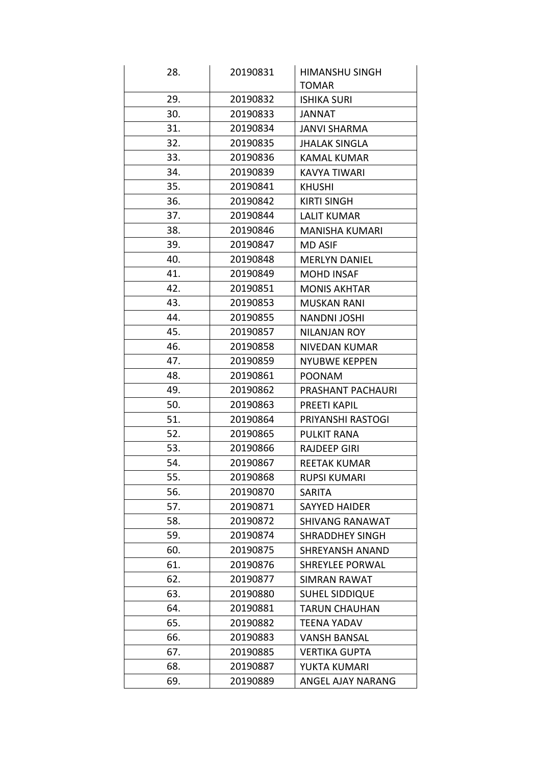| 28. | 20190831 | HIMANSHU SINGH TOMAR |
|---|---|---|
| 29. | 20190832 | ISHIKA SURI |
| 30. | 20190833 | JANNAT |
| 31. | 20190834 | JANVI SHARMA |
| 32. | 20190835 | JHALAK SINGLA |
| 33. | 20190836 | KAMAL KUMAR |
| 34. | 20190839 | KAVYA TIWARI |
| 35. | 20190841 | KHUSHI |
| 36. | 20190842 | KIRTI SINGH |
| 37. | 20190844 | LALIT KUMAR |
| 38. | 20190846 | MANISHA KUMARI |
| 39. | 20190847 | MD ASIF |
| 40. | 20190848 | MERLYN DANIEL |
| 41. | 20190849 | MOHD INSAF |
| 42. | 20190851 | MONIS AKHTAR |
| 43. | 20190853 | MUSKAN RANI |
| 44. | 20190855 | NANDNI JOSHI |
| 45. | 20190857 | NILANJAN ROY |
| 46. | 20190858 | NIVEDAN KUMAR |
| 47. | 20190859 | NYUBWE KEPPEN |
| 48. | 20190861 | POONAM |
| 49. | 20190862 | PRASHANT PACHAURI |
| 50. | 20190863 | PREETI KAPIL |
| 51. | 20190864 | PRIYANSHI RASTOGI |
| 52. | 20190865 | PULKIT RANA |
| 53. | 20190866 | RAJDEEP GIRI |
| 54. | 20190867 | REETAK KUMAR |
| 55. | 20190868 | RUPSI KUMARI |
| 56. | 20190870 | SARITA |
| 57. | 20190871 | SAYYED HAIDER |
| 58. | 20190872 | SHIVANG RANAWAT |
| 59. | 20190874 | SHRADDHEY SINGH |
| 60. | 20190875 | SHREYANSH ANAND |
| 61. | 20190876 | SHREYLEE PORWAL |
| 62. | 20190877 | SIMRAN RAWAT |
| 63. | 20190880 | SUHEL SIDDIQUE |
| 64. | 20190881 | TARUN CHAUHAN |
| 65. | 20190882 | TEENA YADAV |
| 66. | 20190883 | VANSH BANSAL |
| 67. | 20190885 | VERTIKA GUPTA |
| 68. | 20190887 | YUKTA KUMARI |
| 69. | 20190889 | ANGEL AJAY NARANG |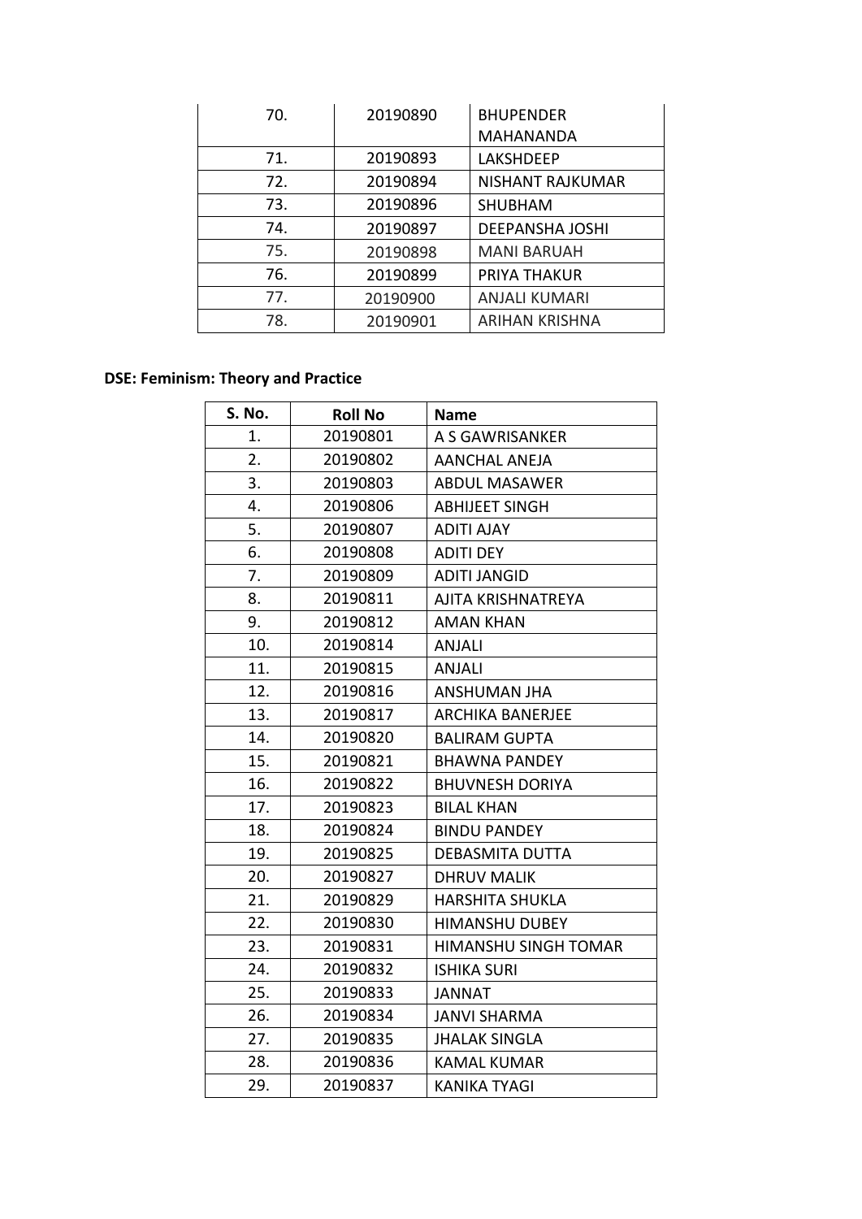| | | |
|---|---|---|
| 70. | 20190890 | BHUPENDER MAHANANDA |
| 71. | 20190893 | LAKSHDEEP |
| 72. | 20190894 | NISHANT RAJKUMAR |
| 73. | 20190896 | SHUBHAM |
| 74. | 20190897 | DEEPANSHA JOSHI |
| 75. | 20190898 | MANI BARUAH |
| 76. | 20190899 | PRIYA THAKUR |
| 77. | 20190900 | ANJALI KUMARI |
| 78. | 20190901 | ARIHAN KRISHNA |

**DSE: Feminism: Theory and Practice**

| S. No. | Roll No | Name |
|---|---|---|
| 1. | 20190801 | A S GAWRISANKER |
| 2. | 20190802 | AANCHAL ANEJA |
| 3. | 20190803 | ABDUL MASAWER |
| 4. | 20190806 | ABHIJEET SINGH |
| 5. | 20190807 | ADITI AJAY |
| 6. | 20190808 | ADITI DEY |
| 7. | 20190809 | ADITI JANGID |
| 8. | 20190811 | AJITA KRISHNATREYA |
| 9. | 20190812 | AMAN KHAN |
| 10. | 20190814 | ANJALI |
| 11. | 20190815 | ANJALI |
| 12. | 20190816 | ANSHUMAN JHA |
| 13. | 20190817 | ARCHIKA BANERJEE |
| 14. | 20190820 | BALIRAM GUPTA |
| 15. | 20190821 | BHAWNA PANDEY |
| 16. | 20190822 | BHUVNESH DORIYA |
| 17. | 20190823 | BILAL KHAN |
| 18. | 20190824 | BINDU PANDEY |
| 19. | 20190825 | DEBASMITA DUTTA |
| 20. | 20190827 | DHRUV MALIK |
| 21. | 20190829 | HARSHITA SHUKLA |
| 22. | 20190830 | HIMANSHU DUBEY |
| 23. | 20190831 | HIMANSHU SINGH TOMAR |
| 24. | 20190832 | ISHIKA SURI |
| 25. | 20190833 | JANNAT |
| 26. | 20190834 | JANVI SHARMA |
| 27. | 20190835 | JHALAK SINGLA |
| 28. | 20190836 | KAMAL KUMAR |
| 29. | 20190837 | KANIKA TYAGI |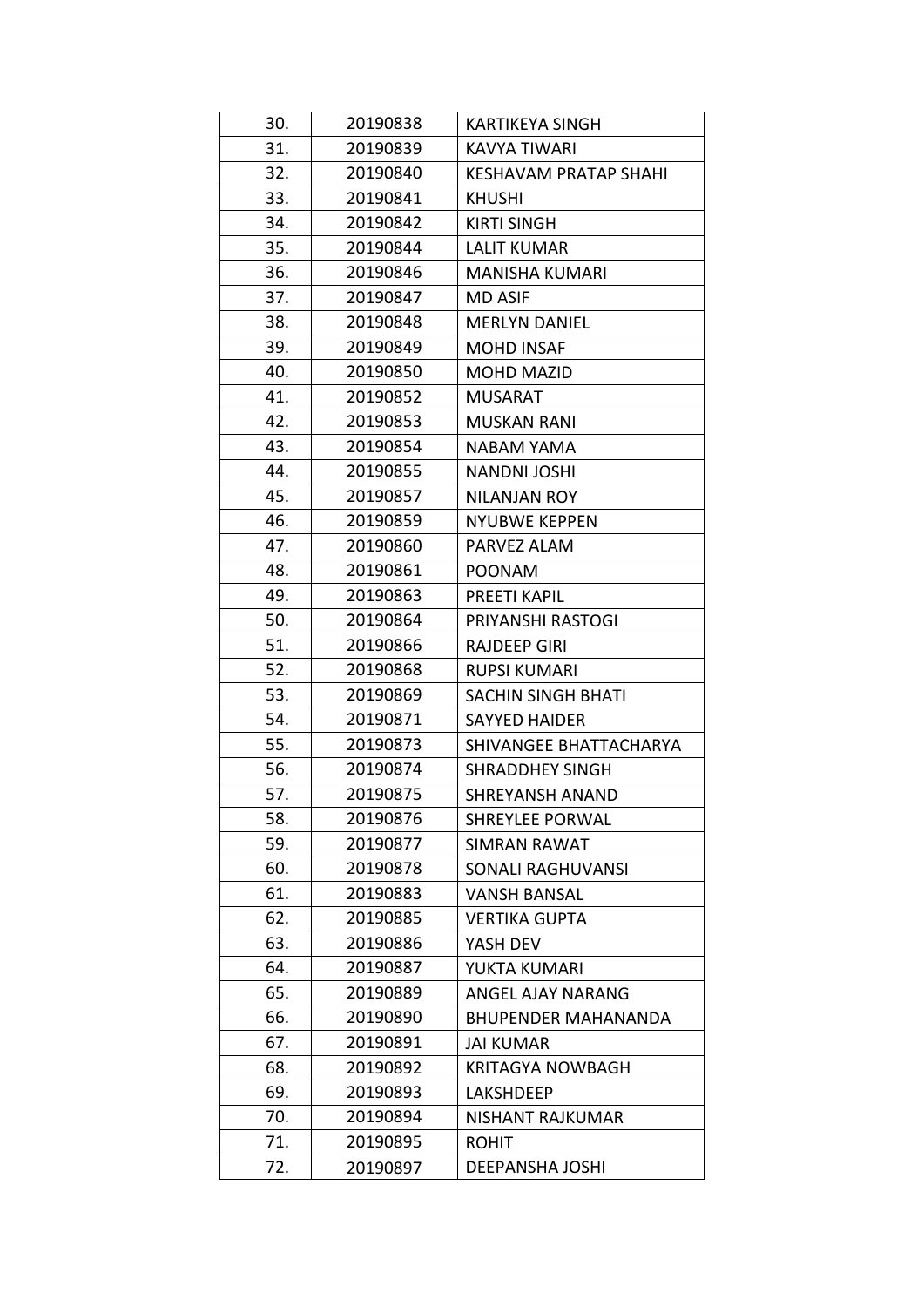| | | |
|---|---|---|
| 30. | 20190838 | KARTIKEYA SINGH |
| 31. | 20190839 | KAVYA TIWARI |
| 32. | 20190840 | KESHAVAM PRATAP SHAHI |
| 33. | 20190841 | KHUSHI |
| 34. | 20190842 | KIRTI SINGH |
| 35. | 20190844 | LALIT KUMAR |
| 36. | 20190846 | MANISHA KUMARI |
| 37. | 20190847 | MD ASIF |
| 38. | 20190848 | MERLYN DANIEL |
| 39. | 20190849 | MOHD INSAF |
| 40. | 20190850 | MOHD MAZID |
| 41. | 20190852 | MUSARAT |
| 42. | 20190853 | MUSKAN RANI |
| 43. | 20190854 | NABAM YAMA |
| 44. | 20190855 | NANDNI JOSHI |
| 45. | 20190857 | NILANJAN ROY |
| 46. | 20190859 | NYUBWE KEPPEN |
| 47. | 20190860 | PARVEZ ALAM |
| 48. | 20190861 | POONAM |
| 49. | 20190863 | PREETI KAPIL |
| 50. | 20190864 | PRIYANSHI RASTOGI |
| 51. | 20190866 | RAJDEEP GIRI |
| 52. | 20190868 | RUPSI KUMARI |
| 53. | 20190869 | SACHIN SINGH BHATI |
| 54. | 20190871 | SAYYED HAIDER |
| 55. | 20190873 | SHIVANGEE BHATTACHARYA |
| 56. | 20190874 | SHRADDHEY SINGH |
| 57. | 20190875 | SHREYANSH ANAND |
| 58. | 20190876 | SHREYLEE PORWAL |
| 59. | 20190877 | SIMRAN RAWAT |
| 60. | 20190878 | SONALI RAGHUVANSI |
| 61. | 20190883 | VANSH BANSAL |
| 62. | 20190885 | VERTIKA GUPTA |
| 63. | 20190886 | YASH DEV |
| 64. | 20190887 | YUKTA KUMARI |
| 65. | 20190889 | ANGEL AJAY NARANG |
| 66. | 20190890 | BHUPENDER MAHANANDA |
| 67. | 20190891 | JAI KUMAR |
| 68. | 20190892 | KRITAGYA NOWBAGH |
| 69. | 20190893 | LAKSHDEEP |
| 70. | 20190894 | NISHANT RAJKUMAR |
| 71. | 20190895 | ROHIT |
| 72. | 20190897 | DEEPANSHA JOSHI |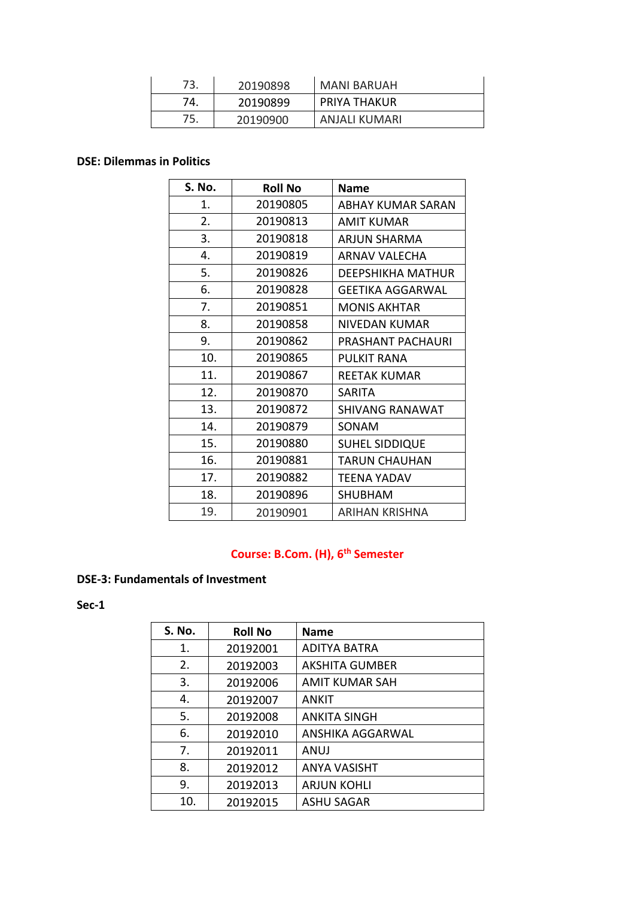| 73. | 20190898 | MANI BARUAH |
|---|---|---|
| 74. | 20190899 | PRIYA THAKUR |
| 75. | 20190900 | ANJALI KUMARI |

**DSE: Dilemmas in Politics**

| S. No. | Roll No | Name |
|---|---|---|
| 1. | 20190805 | ABHAY KUMAR SARAN |
| 2. | 20190813 | AMIT KUMAR |
| 3. | 20190818 | ARJUN SHARMA |
| 4. | 20190819 | ARNAV VALECHA |
| 5. | 20190826 | DEEPSHIKHA MATHUR |
| 6. | 20190828 | GEETIKA AGGARWAL |
| 7. | 20190851 | MONIS AKHTAR |
| 8. | 20190858 | NIVEDAN KUMAR |
| 9. | 20190862 | PRASHANT PACHAURI |
| 10. | 20190865 | PULKIT RANA |
| 11. | 20190867 | REETAK KUMAR |
| 12. | 20190870 | SARITA |
| 13. | 20190872 | SHIVANG RANAWAT |
| 14. | 20190879 | SONAM |
| 15. | 20190880 | SUHEL SIDDIQUE |
| 16. | 20190881 | TARUN CHAUHAN |
| 17. | 20190882 | TEENA YADAV |
| 18. | 20190896 | SHUBHAM |
| 19. | 20190901 | ARIHAN KRISHNA |

## Course: B.Com. (H), 6th Semester

**DSE-3: Fundamentals of Investment**

**Sec-1**

| S. No. | Roll No | Name |
|---|---|---|
| 1. | 20192001 | ADITYA BATRA |
| 2. | 20192003 | AKSHITA GUMBER |
| 3. | 20192006 | AMIT KUMAR SAH |
| 4. | 20192007 | ANKIT |
| 5. | 20192008 | ANKITA SINGH |
| 6. | 20192010 | ANSHIKA AGGARWAL |
| 7. | 20192011 | ANUJ |
| 8. | 20192012 | ANYA VASISHT |
| 9. | 20192013 | ARJUN KOHLI |
| 10. | 20192015 | ASHU SAGAR |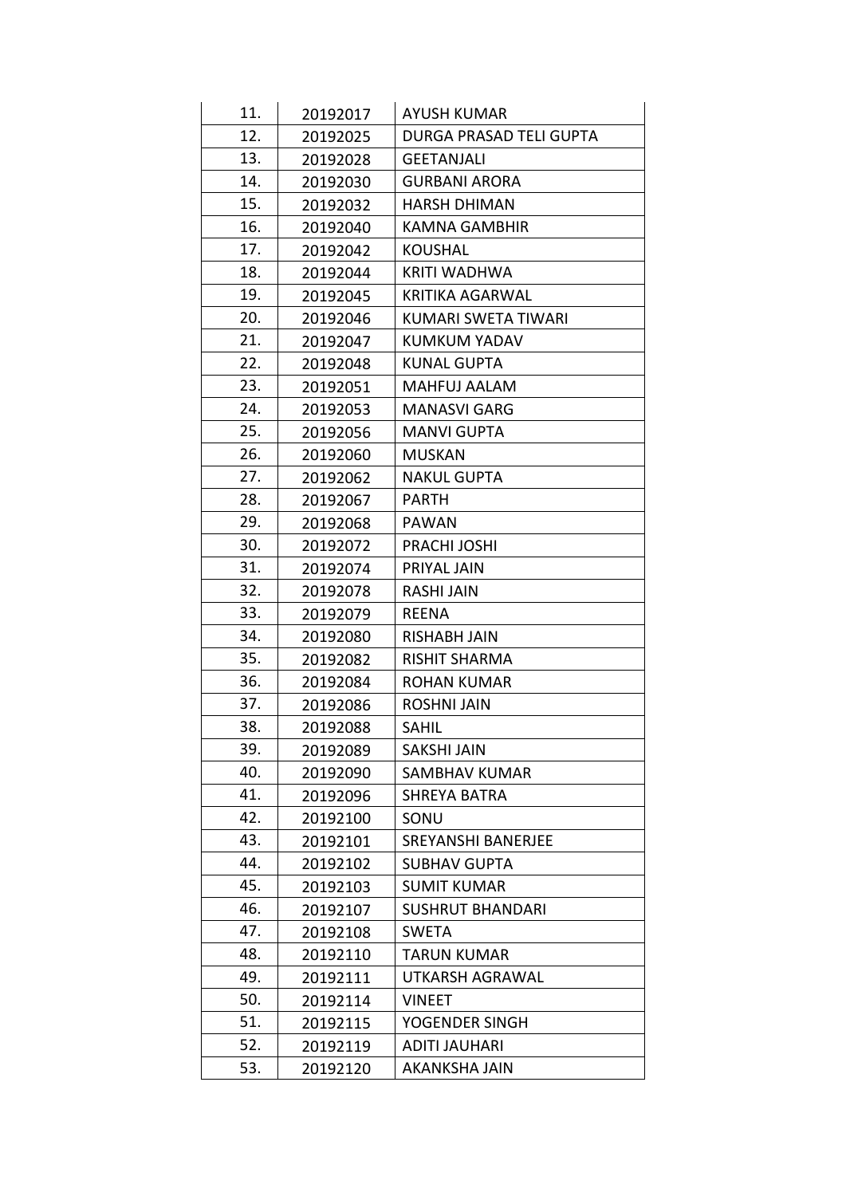| 11. | 20192017 | AYUSH KUMAR |
|---|---|---|
| 12. | 20192025 | DURGA PRASAD TELI GUPTA |
| 13. | 20192028 | GEETANJALI |
| 14. | 20192030 | GURBANI ARORA |
| 15. | 20192032 | HARSH DHIMAN |
| 16. | 20192040 | KAMNA GAMBHIR |
| 17. | 20192042 | KOUSHAL |
| 18. | 20192044 | KRITI WADHWA |
| 19. | 20192045 | KRITIKA AGARWAL |
| 20. | 20192046 | KUMARI SWETA TIWARI |
| 21. | 20192047 | KUMKUM YADAV |
| 22. | 20192048 | KUNAL GUPTA |
| 23. | 20192051 | MAHFUJ AALAM |
| 24. | 20192053 | MANASVI GARG |
| 25. | 20192056 | MANVI GUPTA |
| 26. | 20192060 | MUSKAN |
| 27. | 20192062 | NAKUL GUPTA |
| 28. | 20192067 | PARTH |
| 29. | 20192068 | PAWAN |
| 30. | 20192072 | PRACHI JOSHI |
| 31. | 20192074 | PRIYAL JAIN |
| 32. | 20192078 | RASHI JAIN |
| 33. | 20192079 | REENA |
| 34. | 20192080 | RISHABH JAIN |
| 35. | 20192082 | RISHIT SHARMA |
| 36. | 20192084 | ROHAN KUMAR |
| 37. | 20192086 | ROSHNI JAIN |
| 38. | 20192088 | SAHIL |
| 39. | 20192089 | SAKSHI JAIN |
| 40. | 20192090 | SAMBHAV KUMAR |
| 41. | 20192096 | SHREYA BATRA |
| 42. | 20192100 | SONU |
| 43. | 20192101 | SREYANSHI BANERJEE |
| 44. | 20192102 | SUBHAV GUPTA |
| 45. | 20192103 | SUMIT KUMAR |
| 46. | 20192107 | SUSHRUT BHANDARI |
| 47. | 20192108 | SWETA |
| 48. | 20192110 | TARUN KUMAR |
| 49. | 20192111 | UTKARSH AGRAWAL |
| 50. | 20192114 | VINEET |
| 51. | 20192115 | YOGENDER SINGH |
| 52. | 20192119 | ADITI JAUHARI |
| 53. | 20192120 | AKANKSHA JAIN |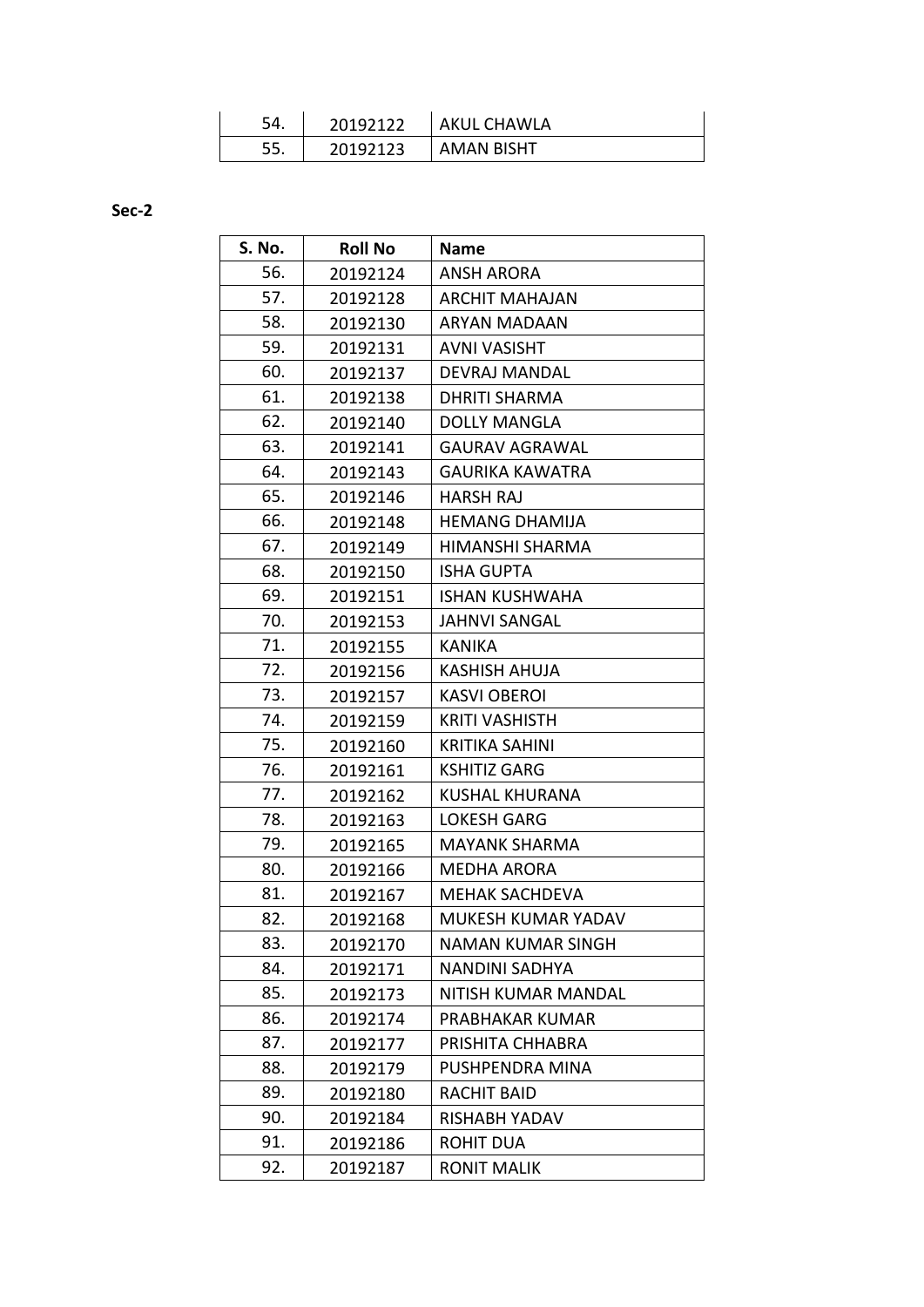| 54. | 20192122 | AKUL CHAWLA |
|---|---|---|
| 55. | 20192123 | AMAN BISHT |

**Sec-2**

| S. No. | Roll No | Name |
|---|---|---|
| 56. | 20192124 | ANSH ARORA |
| 57. | 20192128 | ARCHIT MAHAJAN |
| 58. | 20192130 | ARYAN MADAAN |
| 59. | 20192131 | AVNI VASISHT |
| 60. | 20192137 | DEVRAJ MANDAL |
| 61. | 20192138 | DHRITI SHARMA |
| 62. | 20192140 | DOLLY MANGLA |
| 63. | 20192141 | GAURAV AGRAWAL |
| 64. | 20192143 | GAURIKA KAWATRA |
| 65. | 20192146 | HARSH RAJ |
| 66. | 20192148 | HEMANG DHAMIJA |
| 67. | 20192149 | HIMANSHI SHARMA |
| 68. | 20192150 | ISHA GUPTA |
| 69. | 20192151 | ISHAN KUSHWAHA |
| 70. | 20192153 | JAHNVI SANGAL |
| 71. | 20192155 | KANIKA |
| 72. | 20192156 | KASHISH AHUJA |
| 73. | 20192157 | KASVI OBEROI |
| 74. | 20192159 | KRITI VASHISTH |
| 75. | 20192160 | KRITIKA SAHINI |
| 76. | 20192161 | KSHITIZ GARG |
| 77. | 20192162 | KUSHAL KHURANA |
| 78. | 20192163 | LOKESH GARG |
| 79. | 20192165 | MAYANK SHARMA |
| 80. | 20192166 | MEDHA ARORA |
| 81. | 20192167 | MEHAK SACHDEVA |
| 82. | 20192168 | MUKESH KUMAR YADAV |
| 83. | 20192170 | NAMAN KUMAR SINGH |
| 84. | 20192171 | NANDINI SADHYA |
| 85. | 20192173 | NITISH KUMAR MANDAL |
| 86. | 20192174 | PRABHAKAR KUMAR |
| 87. | 20192177 | PRISHITA CHHABRA |
| 88. | 20192179 | PUSHPENDRA MINA |
| 89. | 20192180 | RACHIT BAID |
| 90. | 20192184 | RISHABH YADAV |
| 91. | 20192186 | ROHIT DUA |
| 92. | 20192187 | RONIT MALIK |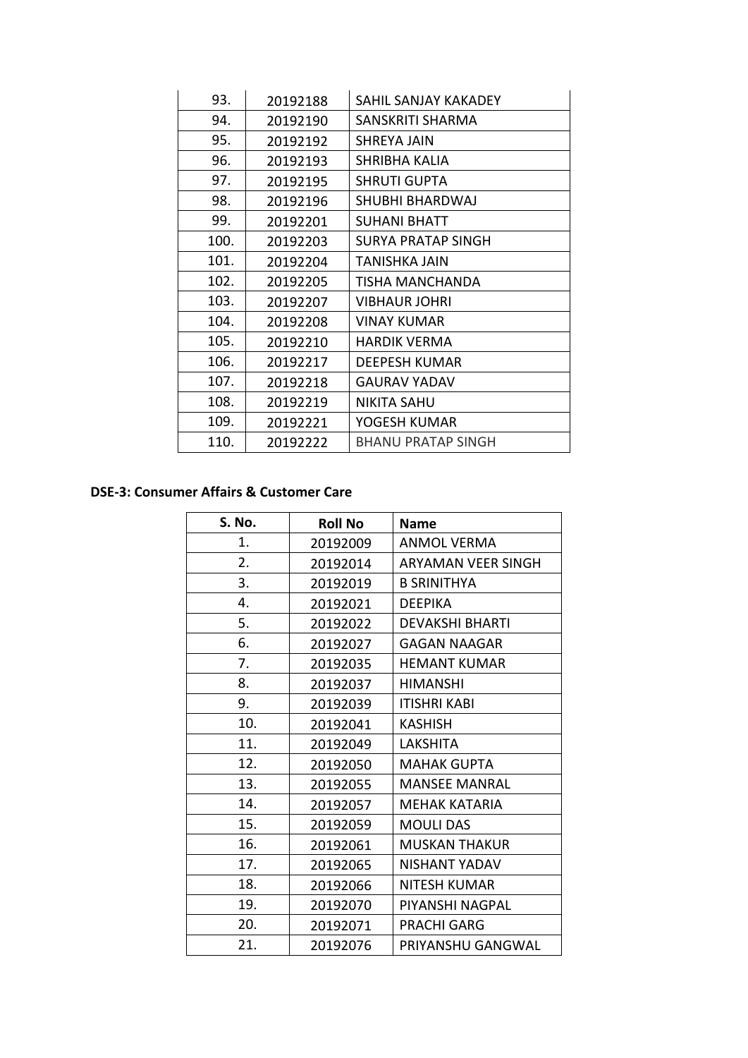| | | |
|---|---|---|
| 93. | 20192188 | SAHIL SANJAY KAKADEY |
| 94. | 20192190 | SANSKRITI SHARMA |
| 95. | 20192192 | SHREYA JAIN |
| 96. | 20192193 | SHRIBHA KALIA |
| 97. | 20192195 | SHRUTI GUPTA |
| 98. | 20192196 | SHUBHI BHARDWAJ |
| 99. | 20192201 | SUHANI BHATT |
| 100. | 20192203 | SURYA PRATAP SINGH |
| 101. | 20192204 | TANISHKA JAIN |
| 102. | 20192205 | TISHA MANCHANDA |
| 103. | 20192207 | VIBHAUR JOHRI |
| 104. | 20192208 | VINAY KUMAR |
| 105. | 20192210 | HARDIK VERMA |
| 106. | 20192217 | DEEPESH KUMAR |
| 107. | 20192218 | GAURAV YADAV |
| 108. | 20192219 | NIKITA SAHU |
| 109. | 20192221 | YOGESH KUMAR |
| 110. | 20192222 | BHANU PRATAP SINGH |

**DSE-3: Consumer Affairs & Customer Care**

| S. No. | Roll No | Name |
|---|---|---|
| 1. | 20192009 | ANMOL VERMA |
| 2. | 20192014 | ARYAMAN VEER SINGH |
| 3. | 20192019 | B SRINITHYA |
| 4. | 20192021 | DEEPIKA |
| 5. | 20192022 | DEVAKSHI BHARTI |
| 6. | 20192027 | GAGAN NAAGAR |
| 7. | 20192035 | HEMANT KUMAR |
| 8. | 20192037 | HIMANSHI |
| 9. | 20192039 | ITISHRI KABI |
| 10. | 20192041 | KASHISH |
| 11. | 20192049 | LAKSHITA |
| 12. | 20192050 | MAHAK GUPTA |
| 13. | 20192055 | MANSEE MANRAL |
| 14. | 20192057 | MEHAK KATARIA |
| 15. | 20192059 | MOULI DAS |
| 16. | 20192061 | MUSKAN THAKUR |
| 17. | 20192065 | NISHANT YADAV |
| 18. | 20192066 | NITESH KUMAR |
| 19. | 20192070 | PIYANSHI NAGPAL |
| 20. | 20192071 | PRACHI GARG |
| 21. | 20192076 | PRIYANSHU GANGWAL |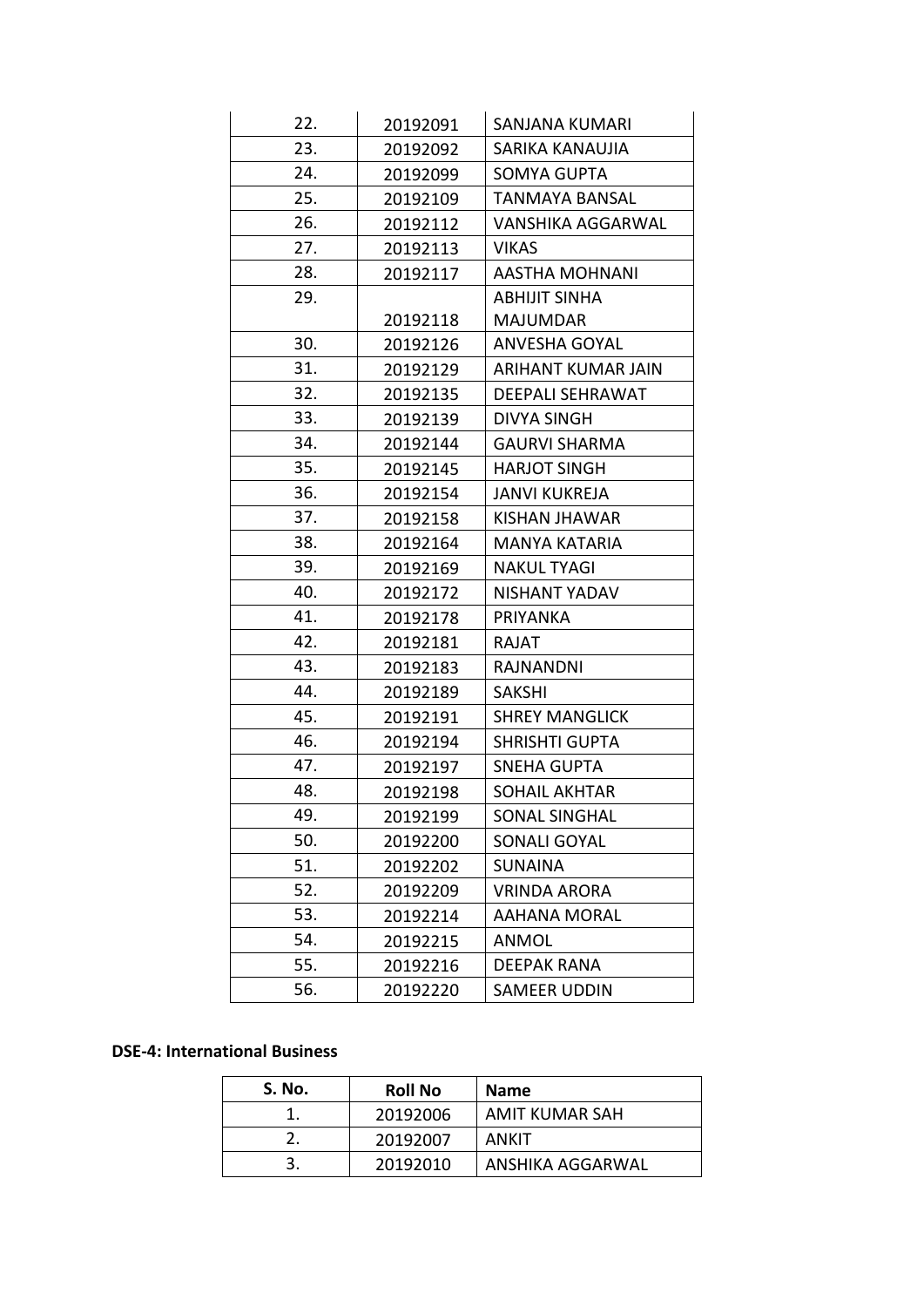| | | |
|---|---|---|
| 22. | 20192091 | SANJANA KUMARI |
| 23. | 20192092 | SARIKA KANAUJIA |
| 24. | 20192099 | SOMYA GUPTA |
| 25. | 20192109 | TANMAYA BANSAL |
| 26. | 20192112 | VANSHIKA AGGARWAL |
| 27. | 20192113 | VIKAS |
| 28. | 20192117 | AASTHA MOHNANI |
| 29. | 20192118 | ABHIJIT SINHA MAJUMDAR |
| 30. | 20192126 | ANVESHA GOYAL |
| 31. | 20192129 | ARIHANT KUMAR JAIN |
| 32. | 20192135 | DEEPALI SEHRAWAT |
| 33. | 20192139 | DIVYA SINGH |
| 34. | 20192144 | GAURVI SHARMA |
| 35. | 20192145 | HARJOT SINGH |
| 36. | 20192154 | JANVI KUKREJA |
| 37. | 20192158 | KISHAN JHAWAR |
| 38. | 20192164 | MANYA KATARIA |
| 39. | 20192169 | NAKUL TYAGI |
| 40. | 20192172 | NISHANT YADAV |
| 41. | 20192178 | PRIYANKA |
| 42. | 20192181 | RAJAT |
| 43. | 20192183 | RAJNANDNI |
| 44. | 20192189 | SAKSHI |
| 45. | 20192191 | SHREY MANGLICK |
| 46. | 20192194 | SHRISHTI GUPTA |
| 47. | 20192197 | SNEHA GUPTA |
| 48. | 20192198 | SOHAIL AKHTAR |
| 49. | 20192199 | SONAL SINGHAL |
| 50. | 20192200 | SONALI GOYAL |
| 51. | 20192202 | SUNAINA |
| 52. | 20192209 | VRINDA ARORA |
| 53. | 20192214 | AAHANA MORAL |
| 54. | 20192215 | ANMOL |
| 55. | 20192216 | DEEPAK RANA |
| 56. | 20192220 | SAMEER UDDIN |

**DSE-4: International Business**

| S. No. | Roll No | Name |
|---|---|---|
| 1. | 20192006 | AMIT KUMAR SAH |
| 2. | 20192007 | ANKIT |
| 3. | 20192010 | ANSHIKA AGGARWAL |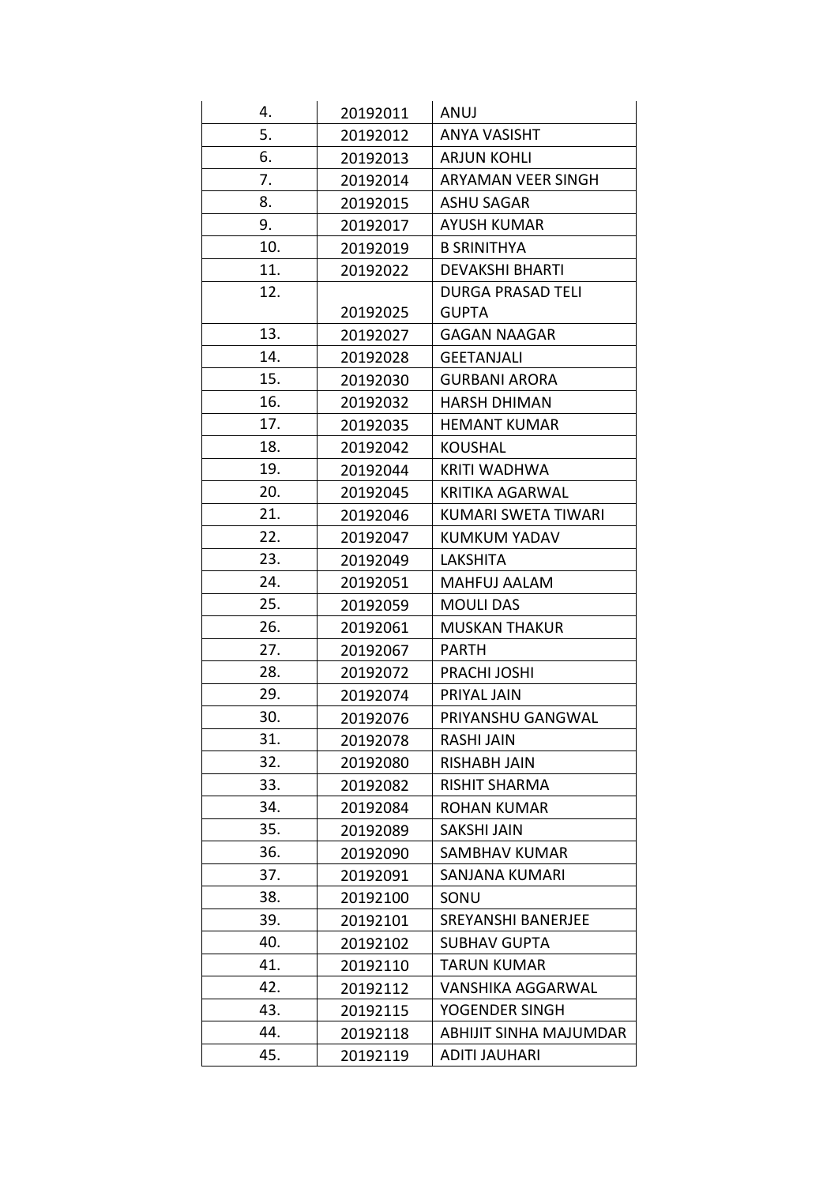| | | |
|---|---|---|
| 4. | 20192011 | ANUJ |
| 5. | 20192012 | ANYA VASISHT |
| 6. | 20192013 | ARJUN KOHLI |
| 7. | 20192014 | ARYAMAN VEER SINGH |
| 8. | 20192015 | ASHU SAGAR |
| 9. | 20192017 | AYUSH KUMAR |
| 10. | 20192019 | B SRINITHYA |
| 11. | 20192022 | DEVAKSHI BHARTI |
| 12. | 20192025 | DURGA PRASAD TELI GUPTA |
| 13. | 20192027 | GAGAN NAAGAR |
| 14. | 20192028 | GEETANJALI |
| 15. | 20192030 | GURBANI ARORA |
| 16. | 20192032 | HARSH DHIMAN |
| 17. | 20192035 | HEMANT KUMAR |
| 18. | 20192042 | KOUSHAL |
| 19. | 20192044 | KRITI WADHWA |
| 20. | 20192045 | KRITIKA AGARWAL |
| 21. | 20192046 | KUMARI SWETA TIWARI |
| 22. | 20192047 | KUMKUM YADAV |
| 23. | 20192049 | LAKSHITA |
| 24. | 20192051 | MAHFUJ AALAM |
| 25. | 20192059 | MOULI DAS |
| 26. | 20192061 | MUSKAN THAKUR |
| 27. | 20192067 | PARTH |
| 28. | 20192072 | PRACHI JOSHI |
| 29. | 20192074 | PRIYAL JAIN |
| 30. | 20192076 | PRIYANSHU GANGWAL |
| 31. | 20192078 | RASHI JAIN |
| 32. | 20192080 | RISHABH JAIN |
| 33. | 20192082 | RISHIT SHARMA |
| 34. | 20192084 | ROHAN KUMAR |
| 35. | 20192089 | SAKSHI JAIN |
| 36. | 20192090 | SAMBHAV KUMAR |
| 37. | 20192091 | SANJANA KUMARI |
| 38. | 20192100 | SONU |
| 39. | 20192101 | SREYANSHI BANERJEE |
| 40. | 20192102 | SUBHAV GUPTA |
| 41. | 20192110 | TARUN KUMAR |
| 42. | 20192112 | VANSHIKA AGGARWAL |
| 43. | 20192115 | YOGENDER SINGH |
| 44. | 20192118 | ABHIJIT SINHA MAJUMDAR |
| 45. | 20192119 | ADITI JAUHARI |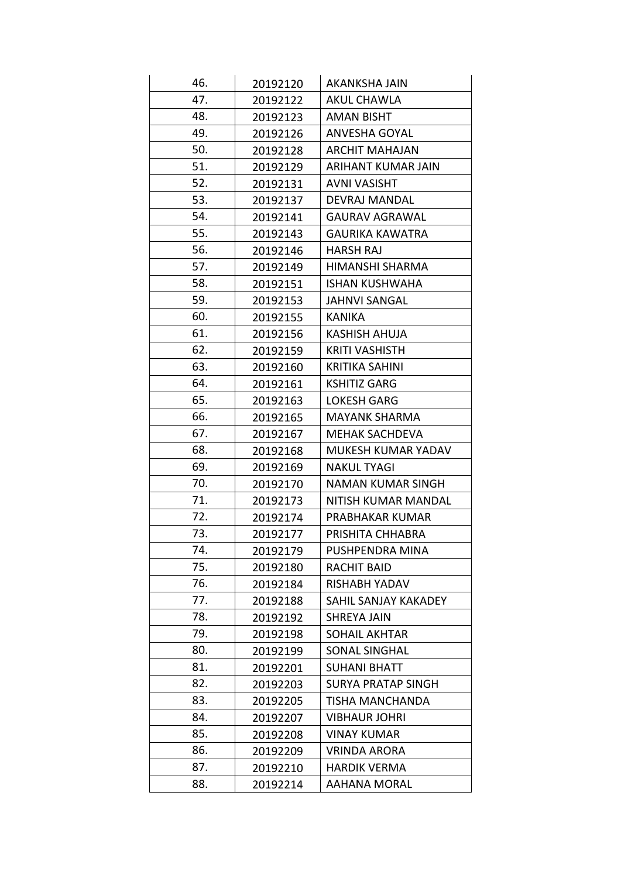| | | |
|---|---|---|
| 46. | 20192120 | AKANKSHA JAIN |
| 47. | 20192122 | AKUL CHAWLA |
| 48. | 20192123 | AMAN BISHT |
| 49. | 20192126 | ANVESHA GOYAL |
| 50. | 20192128 | ARCHIT MAHAJAN |
| 51. | 20192129 | ARIHANT KUMAR JAIN |
| 52. | 20192131 | AVNI VASISHT |
| 53. | 20192137 | DEVRAJ MANDAL |
| 54. | 20192141 | GAURAV AGRAWAL |
| 55. | 20192143 | GAURIKA KAWATRA |
| 56. | 20192146 | HARSH RAJ |
| 57. | 20192149 | HIMANSHI SHARMA |
| 58. | 20192151 | ISHAN KUSHWAHA |
| 59. | 20192153 | JAHNVI SANGAL |
| 60. | 20192155 | KANIKA |
| 61. | 20192156 | KASHISH AHUJA |
| 62. | 20192159 | KRITI VASHISTH |
| 63. | 20192160 | KRITIKA SAHINI |
| 64. | 20192161 | KSHITIZ GARG |
| 65. | 20192163 | LOKESH GARG |
| 66. | 20192165 | MAYANK SHARMA |
| 67. | 20192167 | MEHAK SACHDEVA |
| 68. | 20192168 | MUKESH KUMAR YADAV |
| 69. | 20192169 | NAKUL TYAGI |
| 70. | 20192170 | NAMAN KUMAR SINGH |
| 71. | 20192173 | NITISH KUMAR MANDAL |
| 72. | 20192174 | PRABHAKAR KUMAR |
| 73. | 20192177 | PRISHITA CHHABRA |
| 74. | 20192179 | PUSHPENDRA MINA |
| 75. | 20192180 | RACHIT BAID |
| 76. | 20192184 | RISHABH YADAV |
| 77. | 20192188 | SAHIL SANJAY KAKADEY |
| 78. | 20192192 | SHREYA JAIN |
| 79. | 20192198 | SOHAIL AKHTAR |
| 80. | 20192199 | SONAL SINGHAL |
| 81. | 20192201 | SUHANI BHATT |
| 82. | 20192203 | SURYA PRATAP SINGH |
| 83. | 20192205 | TISHA MANCHANDA |
| 84. | 20192207 | VIBHAUR JOHRI |
| 85. | 20192208 | VINAY KUMAR |
| 86. | 20192209 | VRINDA ARORA |
| 87. | 20192210 | HARDIK VERMA |
| 88. | 20192214 | AAHANA MORAL |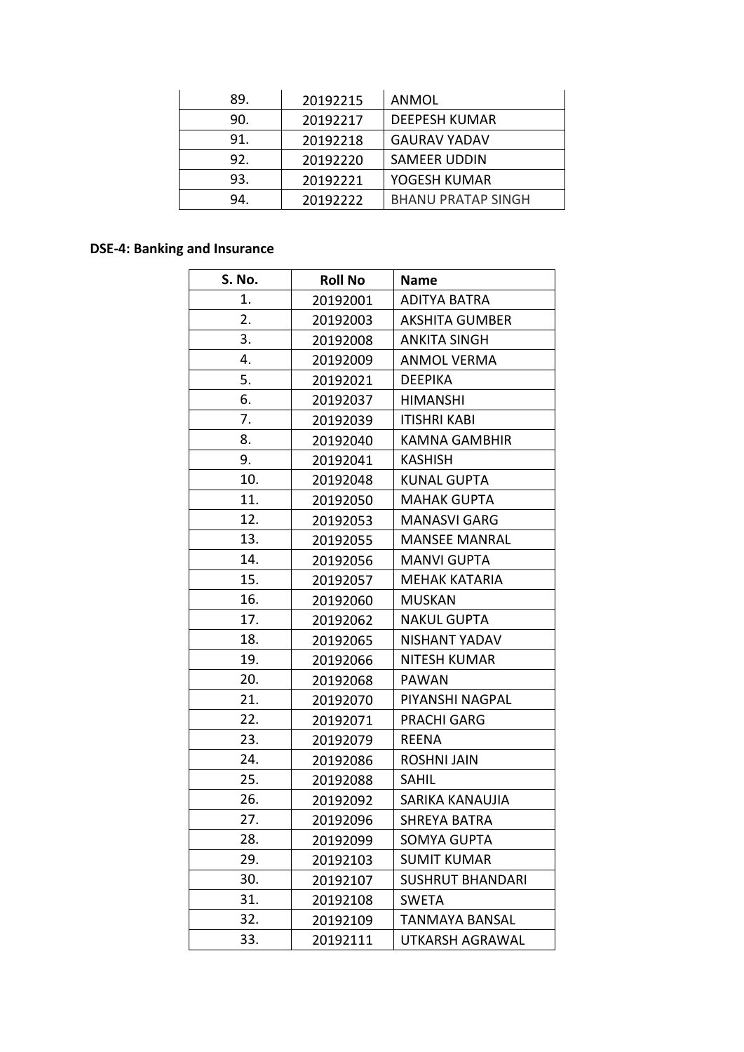| | | |
|---|---|---|
| 89. | 20192215 | ANMOL |
| 90. | 20192217 | DEEPESH KUMAR |
| 91. | 20192218 | GAURAV YADAV |
| 92. | 20192220 | SAMEER UDDIN |
| 93. | 20192221 | YOGESH KUMAR |
| 94. | 20192222 | BHANU PRATAP SINGH |

**DSE-4: Banking and Insurance**

| S. No. | Roll No | Name |
|---|---|---|
| 1. | 20192001 | ADITYA BATRA |
| 2. | 20192003 | AKSHITA GUMBER |
| 3. | 20192008 | ANKITA SINGH |
| 4. | 20192009 | ANMOL VERMA |
| 5. | 20192021 | DEEPIKA |
| 6. | 20192037 | HIMANSHI |
| 7. | 20192039 | ITISHRI KABI |
| 8. | 20192040 | KAMNA GAMBHIR |
| 9. | 20192041 | KASHISH |
| 10. | 20192048 | KUNAL GUPTA |
| 11. | 20192050 | MAHAK GUPTA |
| 12. | 20192053 | MANASVI GARG |
| 13. | 20192055 | MANSEE MANRAL |
| 14. | 20192056 | MANVI GUPTA |
| 15. | 20192057 | MEHAK KATARIA |
| 16. | 20192060 | MUSKAN |
| 17. | 20192062 | NAKUL GUPTA |
| 18. | 20192065 | NISHANT YADAV |
| 19. | 20192066 | NITESH KUMAR |
| 20. | 20192068 | PAWAN |
| 21. | 20192070 | PIYANSHI NAGPAL |
| 22. | 20192071 | PRACHI GARG |
| 23. | 20192079 | REENA |
| 24. | 20192086 | ROSHNI JAIN |
| 25. | 20192088 | SAHIL |
| 26. | 20192092 | SARIKA KANAUJIA |
| 27. | 20192096 | SHREYA BATRA |
| 28. | 20192099 | SOMYA GUPTA |
| 29. | 20192103 | SUMIT KUMAR |
| 30. | 20192107 | SUSHRUT BHANDARI |
| 31. | 20192108 | SWETA |
| 32. | 20192109 | TANMAYA BANSAL |
| 33. | 20192111 | UTKARSH AGRAWAL |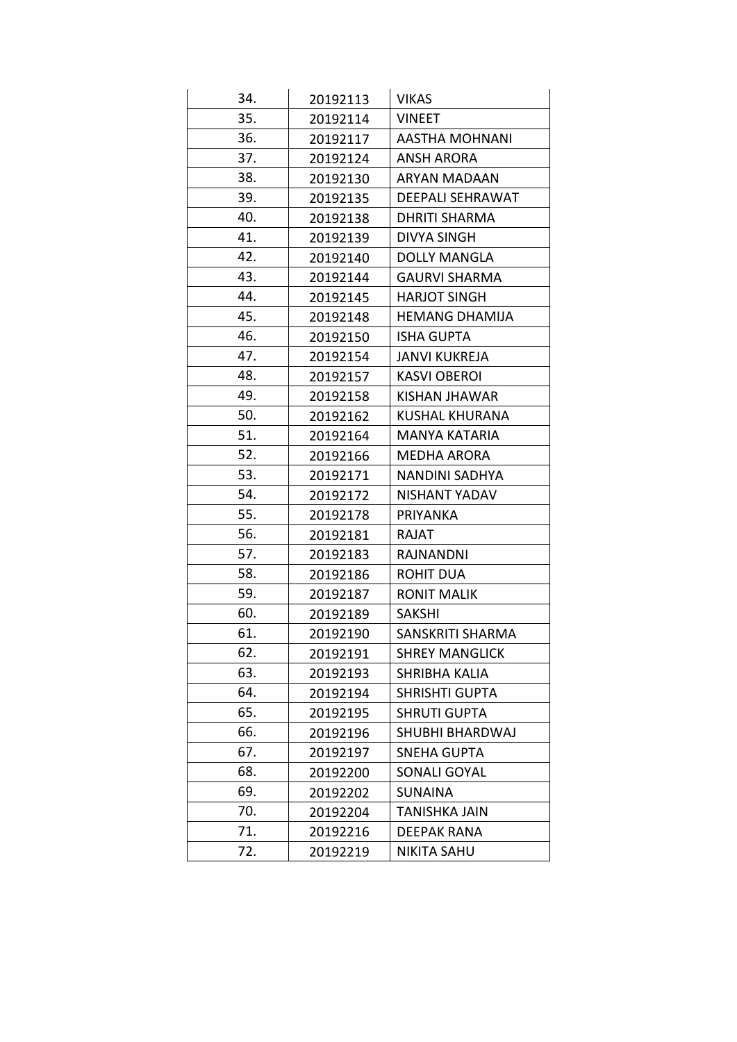| 34. | 20192113 | VIKAS |
|---|---|---|
| 35. | 20192114 | VINEET |
| 36. | 20192117 | AASTHA MOHNANI |
| 37. | 20192124 | ANSH ARORA |
| 38. | 20192130 | ARYAN MADAAN |
| 39. | 20192135 | DEEPALI SEHRAWAT |
| 40. | 20192138 | DHRITI SHARMA |
| 41. | 20192139 | DIVYA SINGH |
| 42. | 20192140 | DOLLY MANGLA |
| 43. | 20192144 | GAURVI SHARMA |
| 44. | 20192145 | HARJOT SINGH |
| 45. | 20192148 | HEMANG DHAMIJA |
| 46. | 20192150 | ISHA GUPTA |
| 47. | 20192154 | JANVI KUKREJA |
| 48. | 20192157 | KASVI OBEROI |
| 49. | 20192158 | KISHAN JHAWAR |
| 50. | 20192162 | KUSHAL KHURANA |
| 51. | 20192164 | MANYA KATARIA |
| 52. | 20192166 | MEDHA ARORA |
| 53. | 20192171 | NANDINI SADHYA |
| 54. | 20192172 | NISHANT YADAV |
| 55. | 20192178 | PRIYANKA |
| 56. | 20192181 | RAJAT |
| 57. | 20192183 | RAJNANDNI |
| 58. | 20192186 | ROHIT DUA |
| 59. | 20192187 | RONIT MALIK |
| 60. | 20192189 | SAKSHI |
| 61. | 20192190 | SANSKRITI SHARMA |
| 62. | 20192191 | SHREY MANGLICK |
| 63. | 20192193 | SHRIBHA KALIA |
| 64. | 20192194 | SHRISHTI GUPTA |
| 65. | 20192195 | SHRUTI GUPTA |
| 66. | 20192196 | SHUBHI BHARDWAJ |
| 67. | 20192197 | SNEHA GUPTA |
| 68. | 20192200 | SONALI GOYAL |
| 69. | 20192202 | SUNAINA |
| 70. | 20192204 | TANISHKA JAIN |
| 71. | 20192216 | DEEPAK RANA |
| 72. | 20192219 | NIKITA SAHU |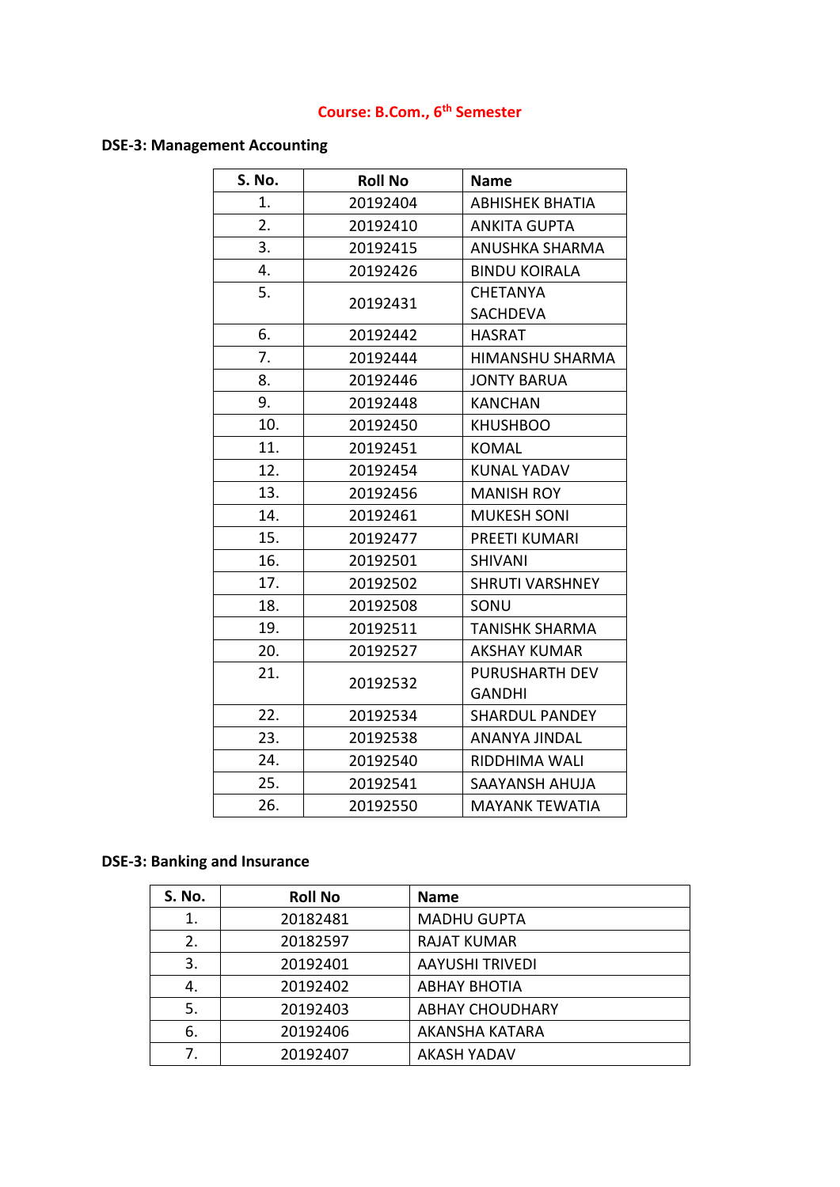**Course: B.Com., 6th Semester**

**DSE-3: Management Accounting**

| S. No. | Roll No | Name |
|---|---|---|
| 1. | 20192404 | ABHISHEK BHATIA |
| 2. | 20192410 | ANKITA GUPTA |
| 3. | 20192415 | ANUSHKA SHARMA |
| 4. | 20192426 | BINDU KOIRALA |
| 5. | 20192431 | CHETANYA SACHDEVA |
| 6. | 20192442 | HASRAT |
| 7. | 20192444 | HIMANSHU SHARMA |
| 8. | 20192446 | JONTY BARUA |
| 9. | 20192448 | KANCHAN |
| 10. | 20192450 | KHUSHBOO |
| 11. | 20192451 | KOMAL |
| 12. | 20192454 | KUNAL YADAV |
| 13. | 20192456 | MANISH ROY |
| 14. | 20192461 | MUKESH SONI |
| 15. | 20192477 | PREETI KUMARI |
| 16. | 20192501 | SHIVANI |
| 17. | 20192502 | SHRUTI VARSHNEY |
| 18. | 20192508 | SONU |
| 19. | 20192511 | TANISHK SHARMA |
| 20. | 20192527 | AKSHAY KUMAR |
| 21. | 20192532 | PURUSHARTH DEV GANDHI |
| 22. | 20192534 | SHARDUL PANDEY |
| 23. | 20192538 | ANANYA JINDAL |
| 24. | 20192540 | RIDDHIMA WALI |
| 25. | 20192541 | SAAYANSH AHUJA |
| 26. | 20192550 | MAYANK TEWATIA |

**DSE-3: Banking and Insurance**

| S. No. | Roll No | Name |
|---|---|---|
| 1. | 20182481 | MADHU GUPTA |
| 2. | 20182597 | RAJAT KUMAR |
| 3. | 20192401 | AAYUSHI TRIVEDI |
| 4. | 20192402 | ABHAY BHOTIA |
| 5. | 20192403 | ABHAY CHOUDHARY |
| 6. | 20192406 | AKANSHA KATARA |
| 7. | 20192407 | AKASH YADAV |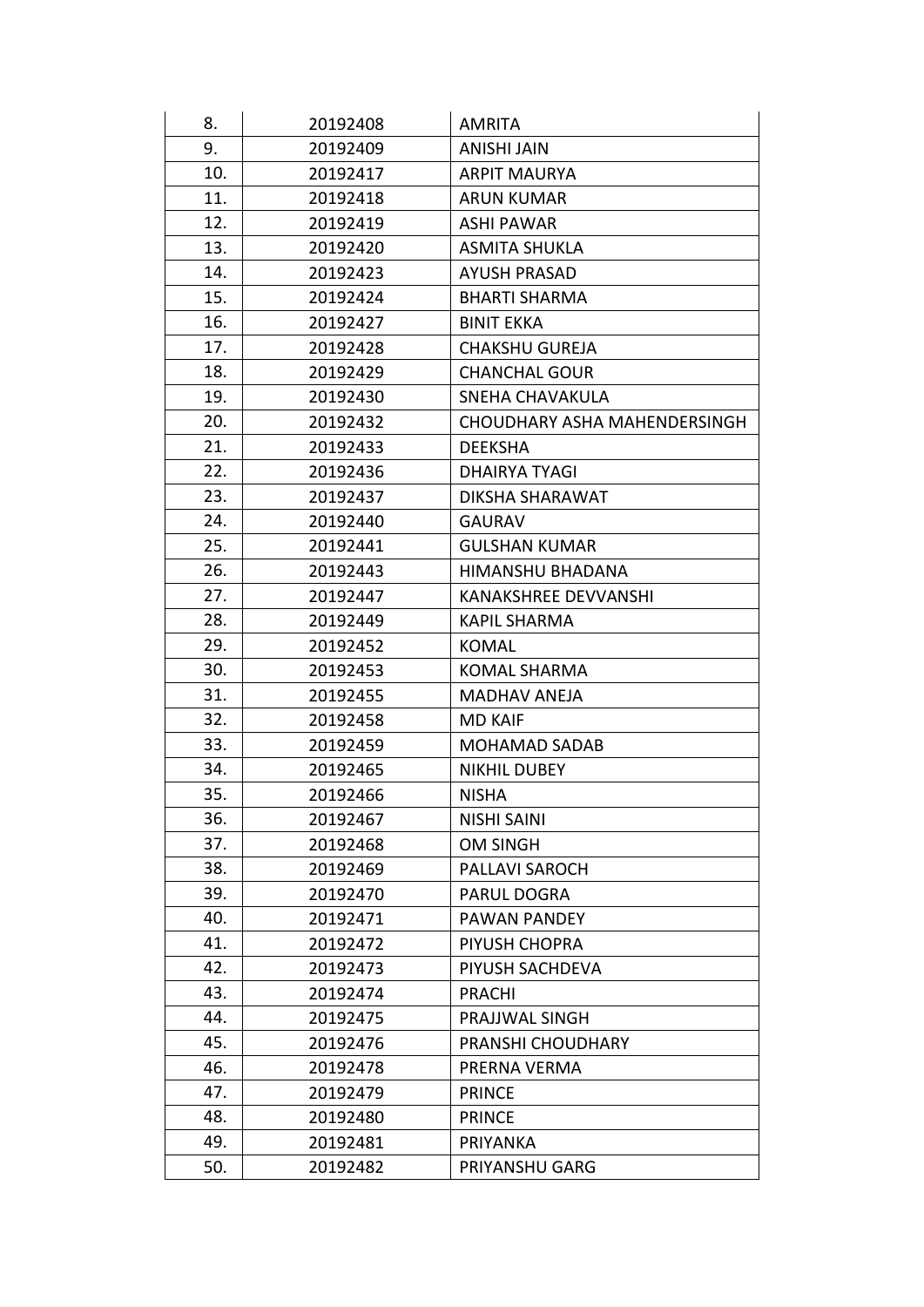| 8. | 20192408 | AMRITA |
|---|---|---|
| 9. | 20192409 | ANISHI JAIN |
| 10. | 20192417 | ARPIT MAURYA |
| 11. | 20192418 | ARUN KUMAR |
| 12. | 20192419 | ASHI PAWAR |
| 13. | 20192420 | ASMITA SHUKLA |
| 14. | 20192423 | AYUSH PRASAD |
| 15. | 20192424 | BHARTI SHARMA |
| 16. | 20192427 | BINIT EKKA |
| 17. | 20192428 | CHAKSHU GUREJA |
| 18. | 20192429 | CHANCHAL GOUR |
| 19. | 20192430 | SNEHA CHAVAKULA |
| 20. | 20192432 | CHOUDHARY ASHA MAHENDERSINGH |
| 21. | 20192433 | DEEKSHA |
| 22. | 20192436 | DHAIRYA TYAGI |
| 23. | 20192437 | DIKSHA SHARAWAT |
| 24. | 20192440 | GAURAV |
| 25. | 20192441 | GULSHAN KUMAR |
| 26. | 20192443 | HIMANSHU BHADANA |
| 27. | 20192447 | KANAKSHREE DEVVANSHI |
| 28. | 20192449 | KAPIL SHARMA |
| 29. | 20192452 | KOMAL |
| 30. | 20192453 | KOMAL SHARMA |
| 31. | 20192455 | MADHAV ANEJA |
| 32. | 20192458 | MD KAIF |
| 33. | 20192459 | MOHAMAD SADAB |
| 34. | 20192465 | NIKHIL DUBEY |
| 35. | 20192466 | NISHA |
| 36. | 20192467 | NISHI SAINI |
| 37. | 20192468 | OM SINGH |
| 38. | 20192469 | PALLAVI SAROCH |
| 39. | 20192470 | PARUL DOGRA |
| 40. | 20192471 | PAWAN PANDEY |
| 41. | 20192472 | PIYUSH CHOPRA |
| 42. | 20192473 | PIYUSH SACHDEVA |
| 43. | 20192474 | PRACHI |
| 44. | 20192475 | PRAJJWAL SINGH |
| 45. | 20192476 | PRANSHI CHOUDHARY |
| 46. | 20192478 | PRERNA VERMA |
| 47. | 20192479 | PRINCE |
| 48. | 20192480 | PRINCE |
| 49. | 20192481 | PRIYANKA |
| 50. | 20192482 | PRIYANSHU GARG |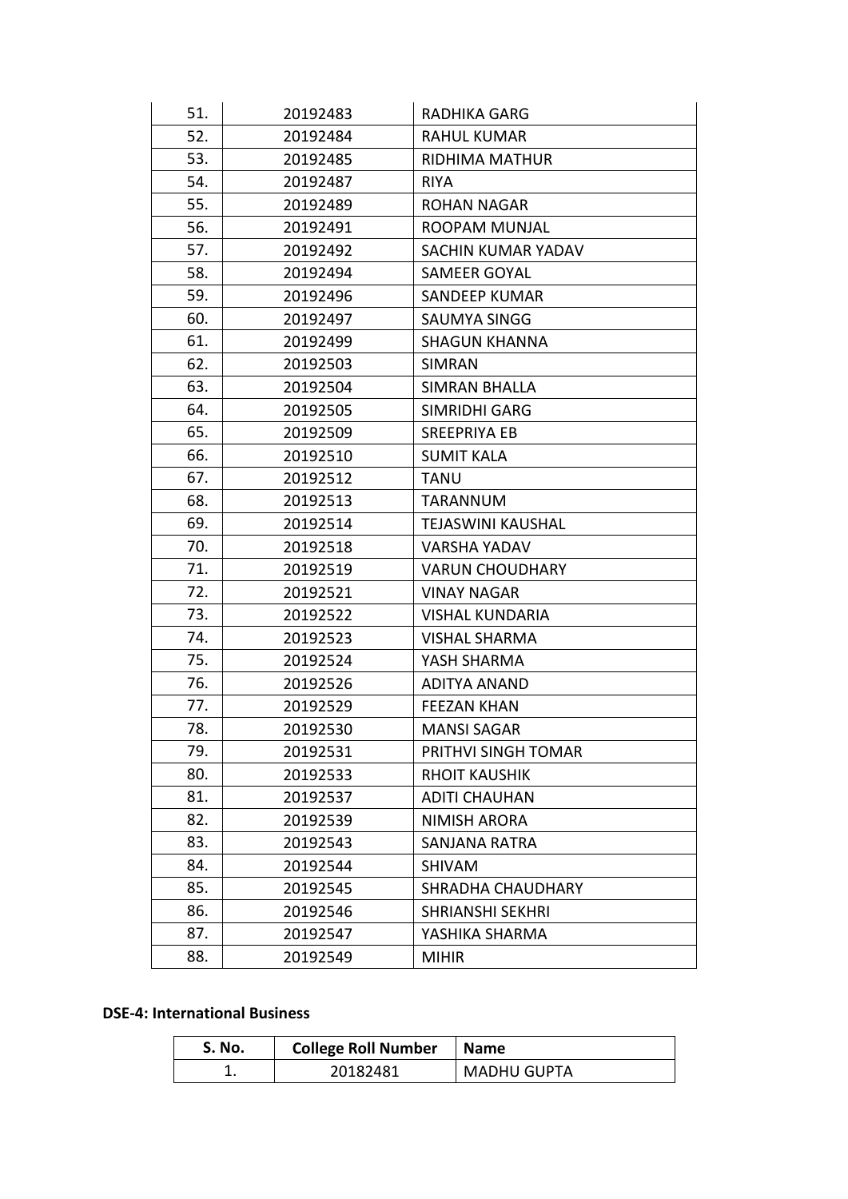| 51. | 20192483 | RADHIKA GARG |
|---|---|---|
| 52. | 20192484 | RAHUL KUMAR |
| 53. | 20192485 | RIDHIMA MATHUR |
| 54. | 20192487 | RIYA |
| 55. | 20192489 | ROHAN NAGAR |
| 56. | 20192491 | ROOPAM MUNJAL |
| 57. | 20192492 | SACHIN KUMAR YADAV |
| 58. | 20192494 | SAMEER GOYAL |
| 59. | 20192496 | SANDEEP KUMAR |
| 60. | 20192497 | SAUMYA SINGG |
| 61. | 20192499 | SHAGUN KHANNA |
| 62. | 20192503 | SIMRAN |
| 63. | 20192504 | SIMRAN BHALLA |
| 64. | 20192505 | SIMRIDHI GARG |
| 65. | 20192509 | SREEPRIYA EB |
| 66. | 20192510 | SUMIT KALA |
| 67. | 20192512 | TANU |
| 68. | 20192513 | TARANNUM |
| 69. | 20192514 | TEJASWINI KAUSHAL |
| 70. | 20192518 | VARSHA YADAV |
| 71. | 20192519 | VARUN CHOUDHARY |
| 72. | 20192521 | VINAY NAGAR |
| 73. | 20192522 | VISHAL KUNDARIA |
| 74. | 20192523 | VISHAL SHARMA |
| 75. | 20192524 | YASH SHARMA |
| 76. | 20192526 | ADITYA ANAND |
| 77. | 20192529 | FEEZAN KHAN |
| 78. | 20192530 | MANSI SAGAR |
| 79. | 20192531 | PRITHVI SINGH TOMAR |
| 80. | 20192533 | RHOIT KAUSHIK |
| 81. | 20192537 | ADITI CHAUHAN |
| 82. | 20192539 | NIMISH ARORA |
| 83. | 20192543 | SANJANA RATRA |
| 84. | 20192544 | SHIVAM |
| 85. | 20192545 | SHRADHA CHAUDHARY |
| 86. | 20192546 | SHRIANSHI SEKHRI |
| 87. | 20192547 | YASHIKA SHARMA |
| 88. | 20192549 | MIHIR |

**DSE-4: International Business**

| S. No. | College Roll Number | Name |
|---|---|---|
| 1. | 20182481 | MADHU GUPTA |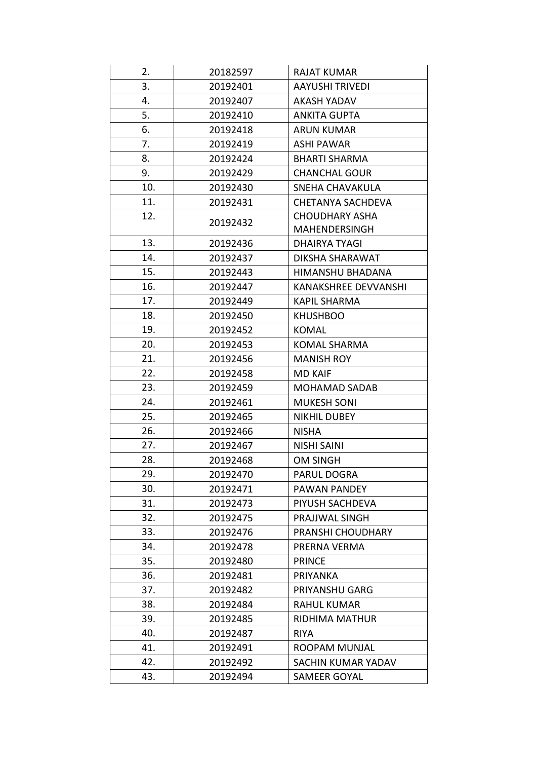| 2. | 20182597 | RAJAT KUMAR |
|---|---|---|
| 3. | 20192401 | AAYUSHI TRIVEDI |
| 4. | 20192407 | AKASH YADAV |
| 5. | 20192410 | ANKITA GUPTA |
| 6. | 20192418 | ARUN KUMAR |
| 7. | 20192419 | ASHI PAWAR |
| 8. | 20192424 | BHARTI SHARMA |
| 9. | 20192429 | CHANCHAL GOUR |
| 10. | 20192430 | SNEHA CHAVAKULA |
| 11. | 20192431 | CHETANYA SACHDEVA |
| 12. | 20192432 | CHOUDHARY ASHA MAHENDERSINGH |
| 13. | 20192436 | DHAIRYA TYAGI |
| 14. | 20192437 | DIKSHA SHARAWAT |
| 15. | 20192443 | HIMANSHU BHADANA |
| 16. | 20192447 | KANAKSHREE DEVVANSHI |
| 17. | 20192449 | KAPIL SHARMA |
| 18. | 20192450 | KHUSHBOO |
| 19. | 20192452 | KOMAL |
| 20. | 20192453 | KOMAL SHARMA |
| 21. | 20192456 | MANISH ROY |
| 22. | 20192458 | MD KAIF |
| 23. | 20192459 | MOHAMAD SADAB |
| 24. | 20192461 | MUKESH SONI |
| 25. | 20192465 | NIKHIL DUBEY |
| 26. | 20192466 | NISHA |
| 27. | 20192467 | NISHI SAINI |
| 28. | 20192468 | OM SINGH |
| 29. | 20192470 | PARUL DOGRA |
| 30. | 20192471 | PAWAN PANDEY |
| 31. | 20192473 | PIYUSH SACHDEVA |
| 32. | 20192475 | PRAJJWAL SINGH |
| 33. | 20192476 | PRANSHI CHOUDHARY |
| 34. | 20192478 | PRERNA VERMA |
| 35. | 20192480 | PRINCE |
| 36. | 20192481 | PRIYANKA |
| 37. | 20192482 | PRIYANSHU GARG |
| 38. | 20192484 | RAHUL KUMAR |
| 39. | 20192485 | RIDHIMA MATHUR |
| 40. | 20192487 | RIYA |
| 41. | 20192491 | ROOPAM MUNJAL |
| 42. | 20192492 | SACHIN KUMAR YADAV |
| 43. | 20192494 | SAMEER GOYAL |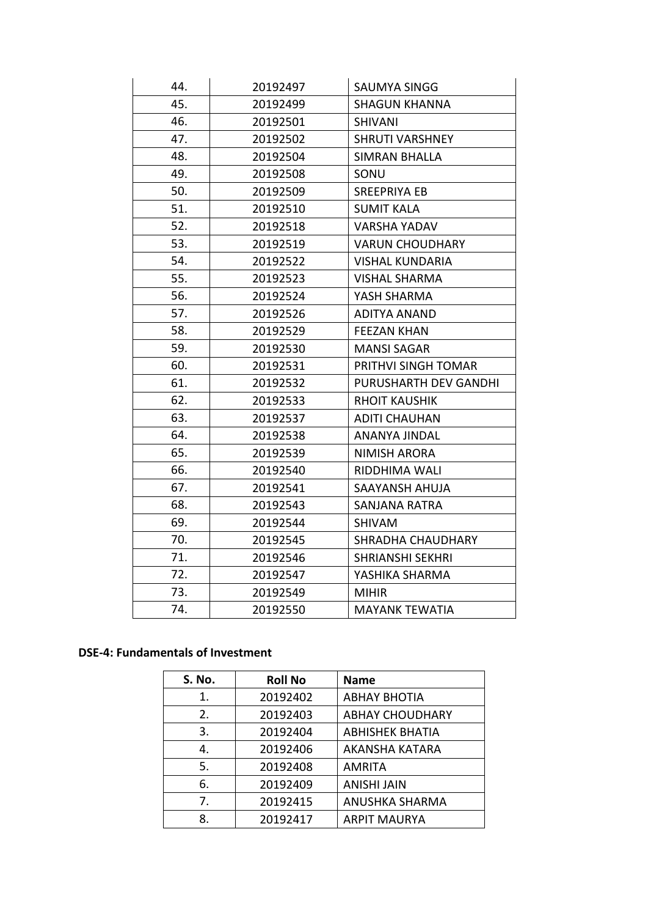| 44. | 20192497 | SAUMYA SINGG |
|---|---|---|
| 45. | 20192499 | SHAGUN KHANNA |
| 46. | 20192501 | SHIVANI |
| 47. | 20192502 | SHRUTI VARSHNEY |
| 48. | 20192504 | SIMRAN BHALLA |
| 49. | 20192508 | SONU |
| 50. | 20192509 | SREEPRIYA EB |
| 51. | 20192510 | SUMIT KALA |
| 52. | 20192518 | VARSHA YADAV |
| 53. | 20192519 | VARUN CHOUDHARY |
| 54. | 20192522 | VISHAL KUNDARIA |
| 55. | 20192523 | VISHAL SHARMA |
| 56. | 20192524 | YASH SHARMA |
| 57. | 20192526 | ADITYA ANAND |
| 58. | 20192529 | FEEZAN KHAN |
| 59. | 20192530 | MANSI SAGAR |
| 60. | 20192531 | PRITHVI SINGH TOMAR |
| 61. | 20192532 | PURUSHARTH DEV GANDHI |
| 62. | 20192533 | RHOIT KAUSHIK |
| 63. | 20192537 | ADITI CHAUHAN |
| 64. | 20192538 | ANANYA JINDAL |
| 65. | 20192539 | NIMISH ARORA |
| 66. | 20192540 | RIDDHIMA WALI |
| 67. | 20192541 | SAAYANSH AHUJA |
| 68. | 20192543 | SANJANA RATRA |
| 69. | 20192544 | SHIVAM |
| 70. | 20192545 | SHRADHA CHAUDHARY |
| 71. | 20192546 | SHRIANSHI SEKHRI |
| 72. | 20192547 | YASHIKA SHARMA |
| 73. | 20192549 | MIHIR |
| 74. | 20192550 | MAYANK TEWATIA |

**DSE-4: Fundamentals of Investment**

| S. No. | Roll No | Name |
|---|---|---|
| 1. | 20192402 | ABHAY BHOTIA |
| 2. | 20192403 | ABHAY CHOUDHARY |
| 3. | 20192404 | ABHISHEK BHATIA |
| 4. | 20192406 | AKANSHA KATARA |
| 5. | 20192408 | AMRITA |
| 6. | 20192409 | ANISHI JAIN |
| 7. | 20192415 | ANUSHKA SHARMA |
| 8. | 20192417 | ARPIT MAURYA |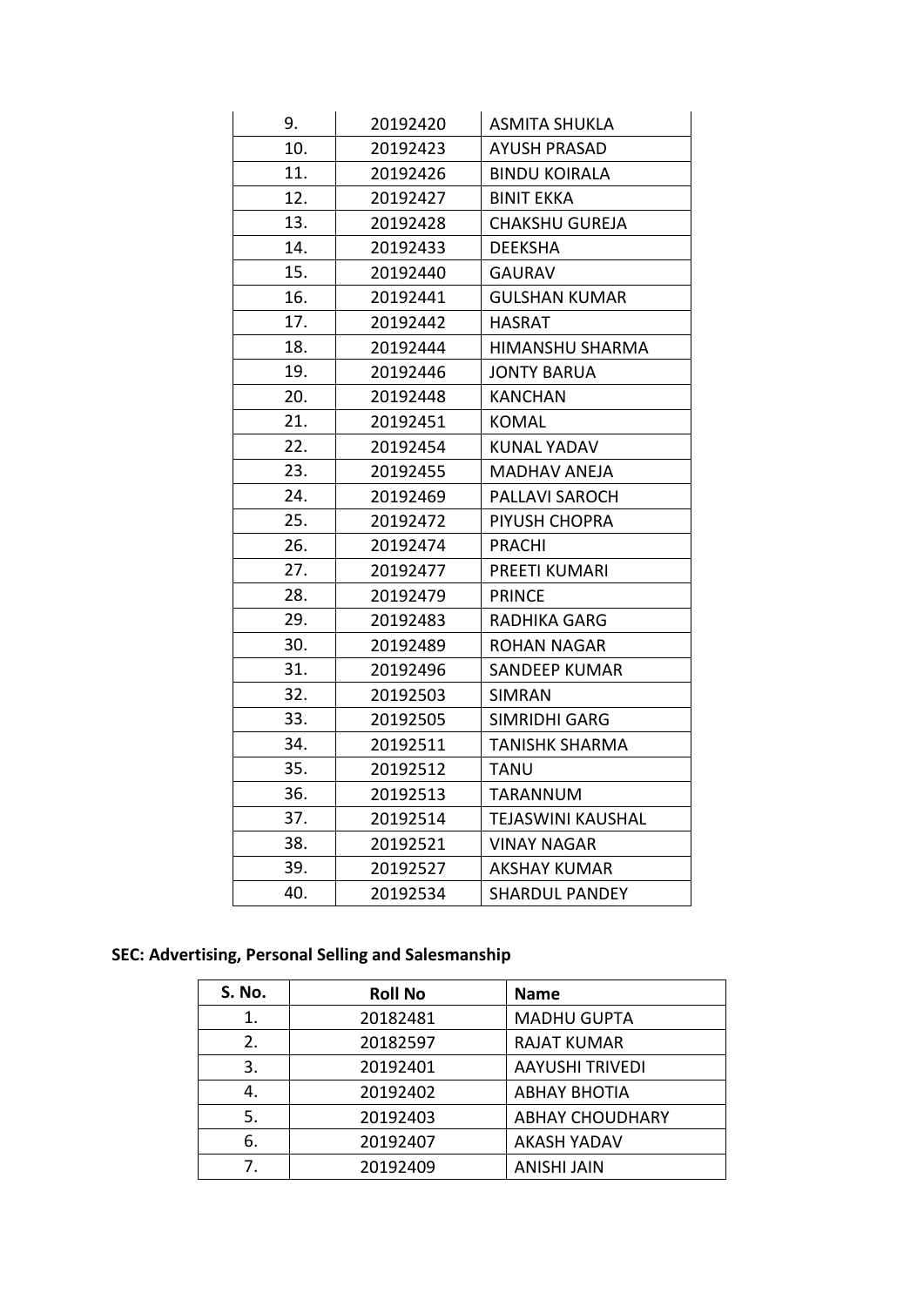| | | |
|---|---|---|
| 9. | 20192420 | ASMITA SHUKLA |
| 10. | 20192423 | AYUSH PRASAD |
| 11. | 20192426 | BINDU KOIRALA |
| 12. | 20192427 | BINIT EKKA |
| 13. | 20192428 | CHAKSHU GUREJA |
| 14. | 20192433 | DEEKSHA |
| 15. | 20192440 | GAURAV |
| 16. | 20192441 | GULSHAN KUMAR |
| 17. | 20192442 | HASRAT |
| 18. | 20192444 | HIMANSHU SHARMA |
| 19. | 20192446 | JONTY BARUA |
| 20. | 20192448 | KANCHAN |
| 21. | 20192451 | KOMAL |
| 22. | 20192454 | KUNAL YADAV |
| 23. | 20192455 | MADHAV ANEJA |
| 24. | 20192469 | PALLAVI SAROCH |
| 25. | 20192472 | PIYUSH CHOPRA |
| 26. | 20192474 | PRACHI |
| 27. | 20192477 | PREETI KUMARI |
| 28. | 20192479 | PRINCE |
| 29. | 20192483 | RADHIKA GARG |
| 30. | 20192489 | ROHAN NAGAR |
| 31. | 20192496 | SANDEEP KUMAR |
| 32. | 20192503 | SIMRAN |
| 33. | 20192505 | SIMRIDHI GARG |
| 34. | 20192511 | TANISHK SHARMA |
| 35. | 20192512 | TANU |
| 36. | 20192513 | TARANNUM |
| 37. | 20192514 | TEJASWINI KAUSHAL |
| 38. | 20192521 | VINAY NAGAR |
| 39. | 20192527 | AKSHAY KUMAR |
| 40. | 20192534 | SHARDUL PANDEY |

**SEC: Advertising, Personal Selling and Salesmanship**

| S. No. | Roll No | Name |
|---|---|---|
| 1. | 20182481 | MADHU GUPTA |
| 2. | 20182597 | RAJAT KUMAR |
| 3. | 20192401 | AAYUSHI TRIVEDI |
| 4. | 20192402 | ABHAY BHOTIA |
| 5. | 20192403 | ABHAY CHOUDHARY |
| 6. | 20192407 | AKASH YADAV |
| 7. | 20192409 | ANISHI JAIN |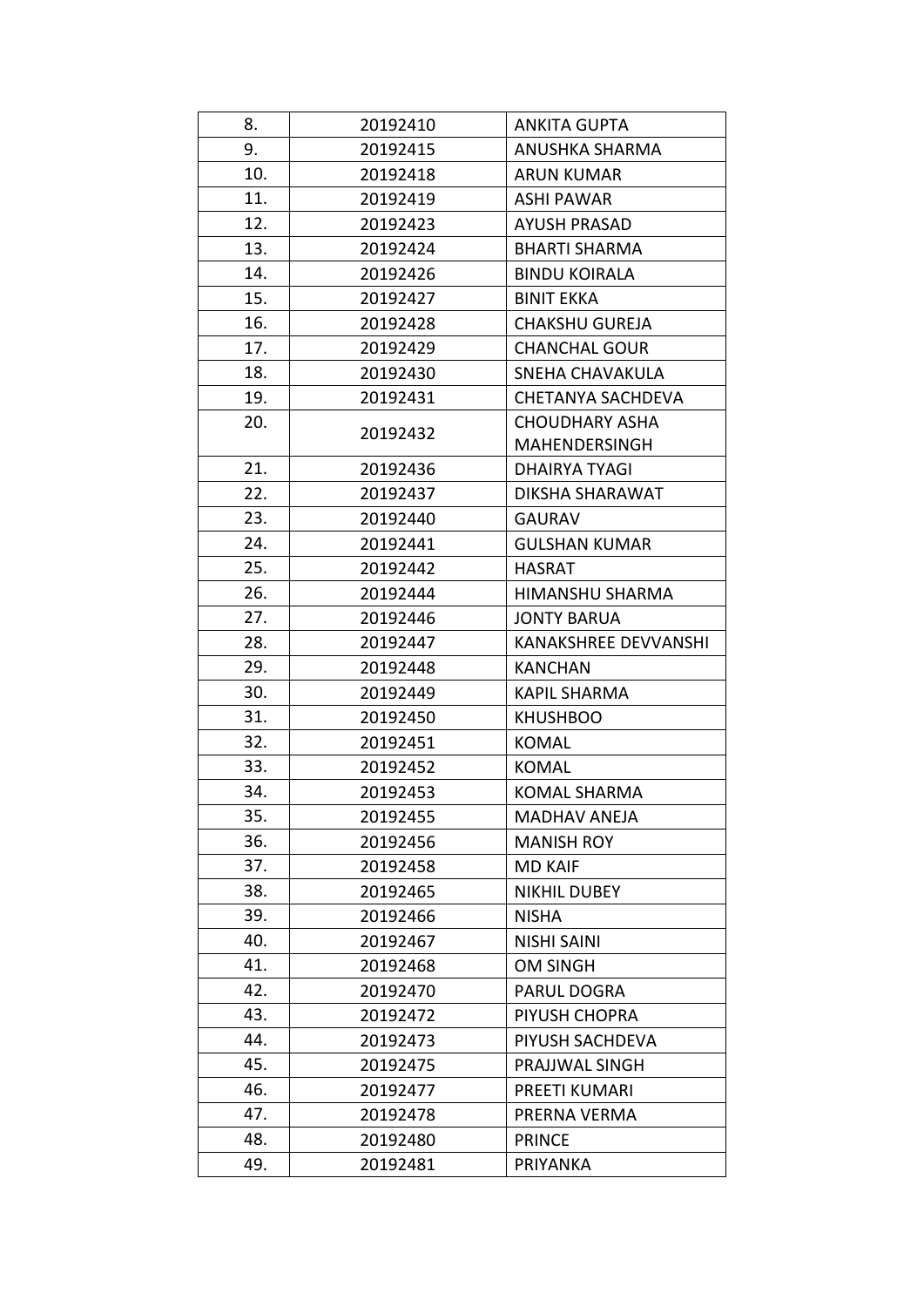| 8. | 20192410 | ANKITA GUPTA |
|---|---|---|
| 9. | 20192415 | ANUSHKA SHARMA |
| 10. | 20192418 | ARUN KUMAR |
| 11. | 20192419 | ASHI PAWAR |
| 12. | 20192423 | AYUSH PRASAD |
| 13. | 20192424 | BHARTI SHARMA |
| 14. | 20192426 | BINDU KOIRALA |
| 15. | 20192427 | BINIT EKKA |
| 16. | 20192428 | CHAKSHU GUREJA |
| 17. | 20192429 | CHANCHAL GOUR |
| 18. | 20192430 | SNEHA CHAVAKULA |
| 19. | 20192431 | CHETANYA SACHDEVA |
| 20. | 20192432 | CHOUDHARY ASHA MAHENDERSINGH |
| 21. | 20192436 | DHAIRYA TYAGI |
| 22. | 20192437 | DIKSHA SHARAWAT |
| 23. | 20192440 | GAURAV |
| 24. | 20192441 | GULSHAN KUMAR |
| 25. | 20192442 | HASRAT |
| 26. | 20192444 | HIMANSHU SHARMA |
| 27. | 20192446 | JONTY BARUA |
| 28. | 20192447 | KANAKSHREE DEVVANSHI |
| 29. | 20192448 | KANCHAN |
| 30. | 20192449 | KAPIL SHARMA |
| 31. | 20192450 | KHUSHBOO |
| 32. | 20192451 | KOMAL |
| 33. | 20192452 | KOMAL |
| 34. | 20192453 | KOMAL SHARMA |
| 35. | 20192455 | MADHAV ANEJA |
| 36. | 20192456 | MANISH ROY |
| 37. | 20192458 | MD KAIF |
| 38. | 20192465 | NIKHIL DUBEY |
| 39. | 20192466 | NISHA |
| 40. | 20192467 | NISHI SAINI |
| 41. | 20192468 | OM SINGH |
| 42. | 20192470 | PARUL DOGRA |
| 43. | 20192472 | PIYUSH CHOPRA |
| 44. | 20192473 | PIYUSH SACHDEVA |
| 45. | 20192475 | PRAJJWAL SINGH |
| 46. | 20192477 | PREETI KUMARI |
| 47. | 20192478 | PRERNA VERMA |
| 48. | 20192480 | PRINCE |
| 49. | 20192481 | PRIYANKA |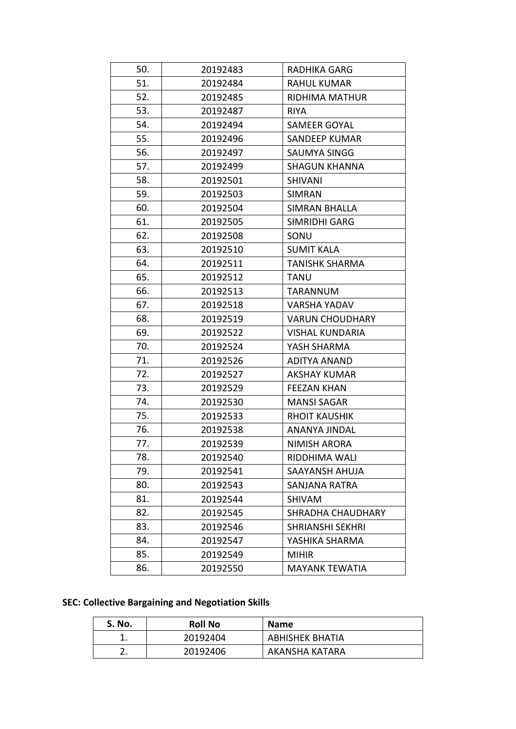| | | |
|---|---|---|
| 50. | 20192483 | RADHIKA GARG |
| 51. | 20192484 | RAHUL KUMAR |
| 52. | 20192485 | RIDHIMA MATHUR |
| 53. | 20192487 | RIYA |
| 54. | 20192494 | SAMEER GOYAL |
| 55. | 20192496 | SANDEEP KUMAR |
| 56. | 20192497 | SAUMYA SINGG |
| 57. | 20192499 | SHAGUN KHANNA |
| 58. | 20192501 | SHIVANI |
| 59. | 20192503 | SIMRAN |
| 60. | 20192504 | SIMRAN BHALLA |
| 61. | 20192505 | SIMRIDHI GARG |
| 62. | 20192508 | SONU |
| 63. | 20192510 | SUMIT KALA |
| 64. | 20192511 | TANISHK SHARMA |
| 65. | 20192512 | TANU |
| 66. | 20192513 | TARANNUM |
| 67. | 20192518 | VARSHA YADAV |
| 68. | 20192519 | VARUN CHOUDHARY |
| 69. | 20192522 | VISHAL KUNDARIA |
| 70. | 20192524 | YASH SHARMA |
| 71. | 20192526 | ADITYA ANAND |
| 72. | 20192527 | AKSHAY KUMAR |
| 73. | 20192529 | FEEZAN KHAN |
| 74. | 20192530 | MANSI SAGAR |
| 75. | 20192533 | RHOIT KAUSHIK |
| 76. | 20192538 | ANANYA JINDAL |
| 77. | 20192539 | NIMISH ARORA |
| 78. | 20192540 | RIDDHIMA WALI |
| 79. | 20192541 | SAAYANSH AHUJA |
| 80. | 20192543 | SANJANA RATRA |
| 81. | 20192544 | SHIVAM |
| 82. | 20192545 | SHRADHA CHAUDHARY |
| 83. | 20192546 | SHRIANSHI SEKHRI |
| 84. | 20192547 | YASHIKA SHARMA |
| 85. | 20192549 | MIHIR |
| 86. | 20192550 | MAYANK TEWATIA |

**SEC: Collective Bargaining and Negotiation Skills**

| S. No. | Roll No | Name |
|---|---|---|
| 1. | 20192404 | ABHISHEK BHATIA |
| 2. | 20192406 | AKANSHA KATARA |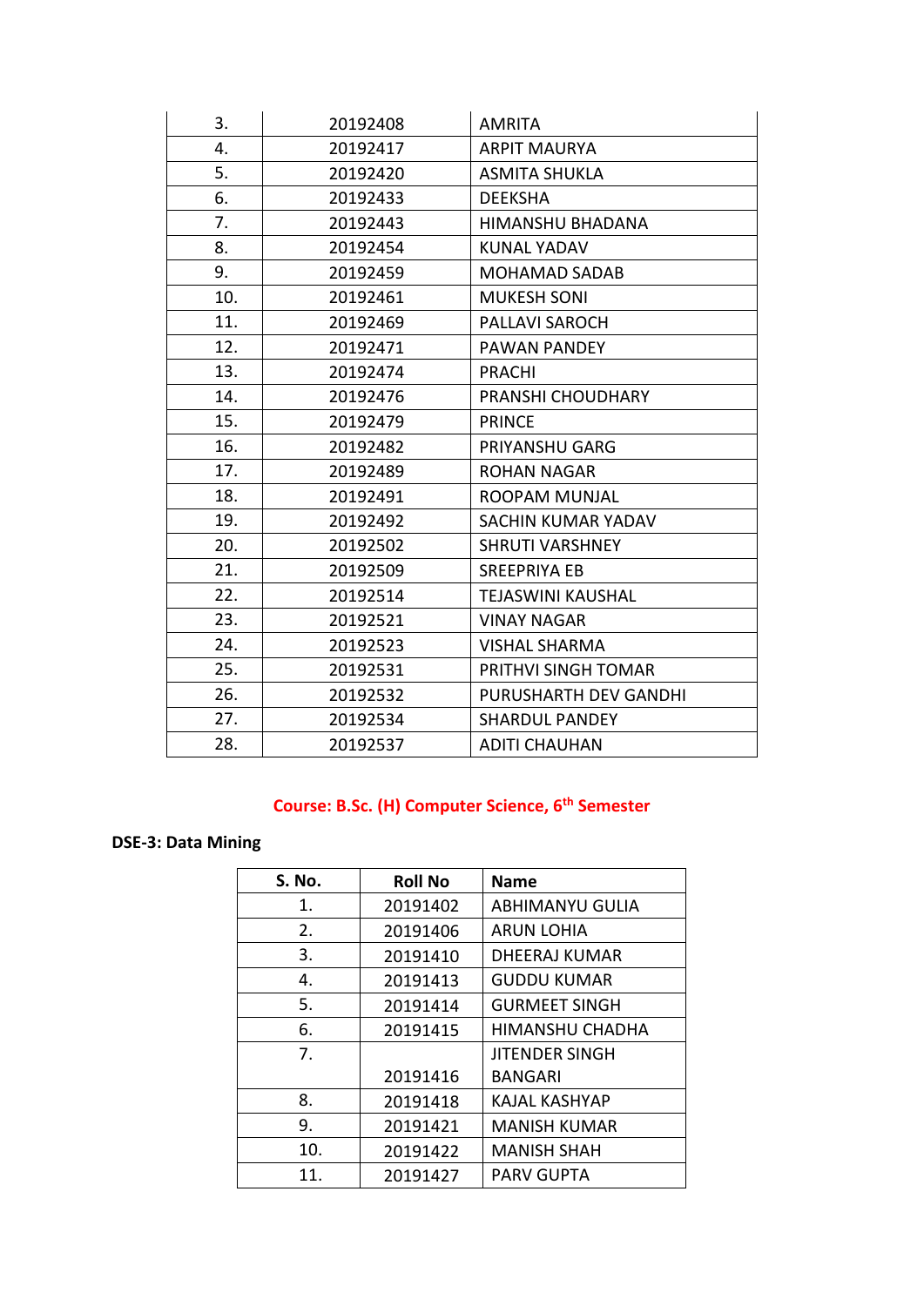| | | |
|---|---|---|
| 3. | 20192408 | AMRITA |
| 4. | 20192417 | ARPIT MAURYA |
| 5. | 20192420 | ASMITA SHUKLA |
| 6. | 20192433 | DEEKSHA |
| 7. | 20192443 | HIMANSHU BHADANA |
| 8. | 20192454 | KUNAL YADAV |
| 9. | 20192459 | MOHAMAD SADAB |
| 10. | 20192461 | MUKESH SONI |
| 11. | 20192469 | PALLAVI SAROCH |
| 12. | 20192471 | PAWAN PANDEY |
| 13. | 20192474 | PRACHI |
| 14. | 20192476 | PRANSHI CHOUDHARY |
| 15. | 20192479 | PRINCE |
| 16. | 20192482 | PRIYANSHU GARG |
| 17. | 20192489 | ROHAN NAGAR |
| 18. | 20192491 | ROOPAM MUNJAL |
| 19. | 20192492 | SACHIN KUMAR YADAV |
| 20. | 20192502 | SHRUTI VARSHNEY |
| 21. | 20192509 | SREEPRIYA EB |
| 22. | 20192514 | TEJASWINI KAUSHAL |
| 23. | 20192521 | VINAY NAGAR |
| 24. | 20192523 | VISHAL SHARMA |
| 25. | 20192531 | PRITHVI SINGH TOMAR |
| 26. | 20192532 | PURUSHARTH DEV GANDHI |
| 27. | 20192534 | SHARDUL PANDEY |
| 28. | 20192537 | ADITI CHAUHAN |

## Course: B.Sc. (H) Computer Science, 6th Semester

**DSE-3: Data Mining**

| S. No. | Roll No | Name |
|---|---|---|
| 1. | 20191402 | ABHIMANYU GULIA |
| 2. | 20191406 | ARUN LOHIA |
| 3. | 20191410 | DHEERAJ KUMAR |
| 4. | 20191413 | GUDDU KUMAR |
| 5. | 20191414 | GURMEET SINGH |
| 6. | 20191415 | HIMANSHU CHADHA |
| 7. | 20191416 | JITENDER SINGH BANGARI |
| 8. | 20191418 | KAJAL KASHYAP |
| 9. | 20191421 | MANISH KUMAR |
| 10. | 20191422 | MANISH SHAH |
| 11. | 20191427 | PARV GUPTA |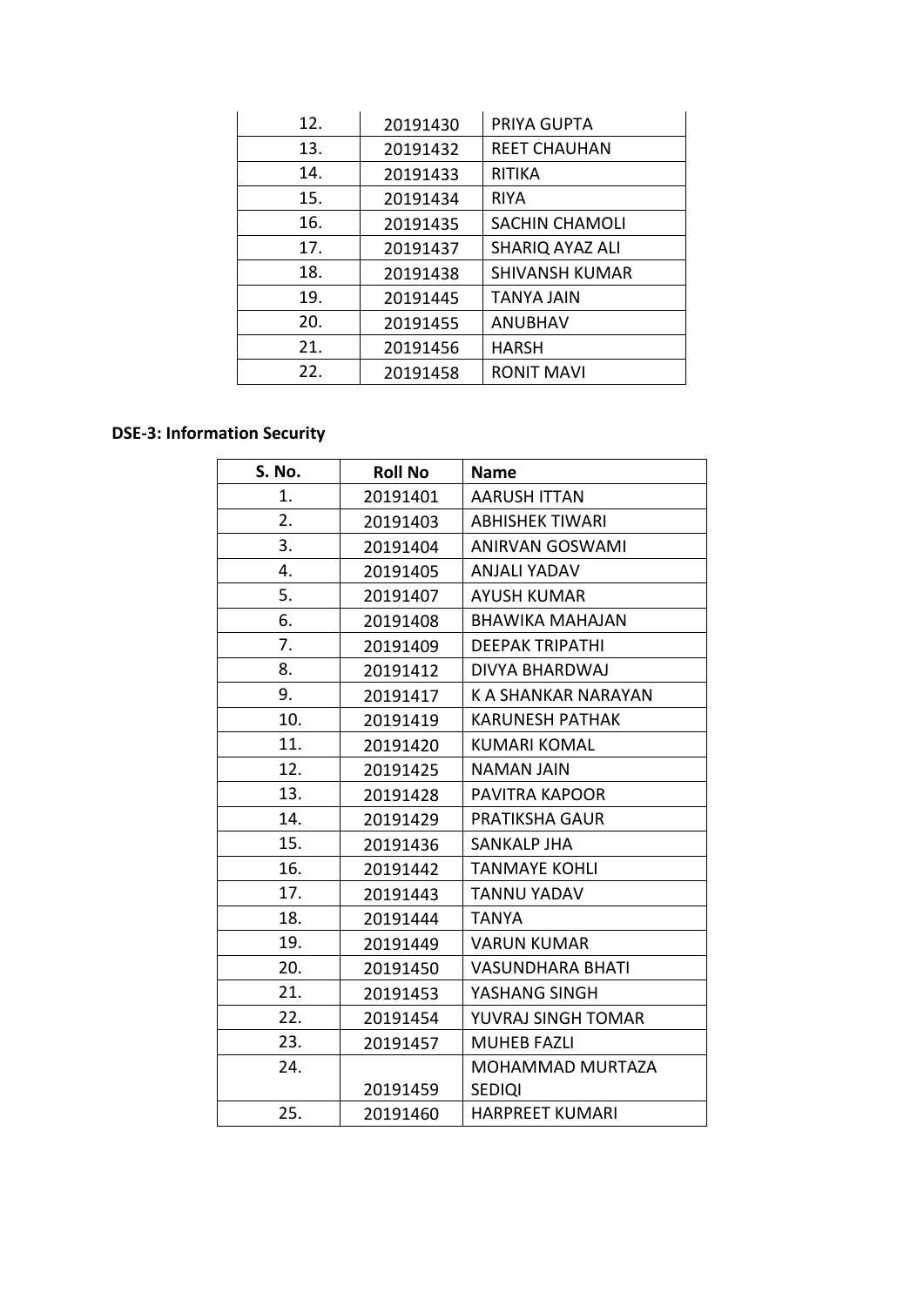| | | |
|---|---|---|
| 12. | 20191430 | PRIYA GUPTA |
| 13. | 20191432 | REET CHAUHAN |
| 14. | 20191433 | RITIKA |
| 15. | 20191434 | RIYA |
| 16. | 20191435 | SACHIN CHAMOLI |
| 17. | 20191437 | SHARIQ AYAZ ALI |
| 18. | 20191438 | SHIVANSH KUMAR |
| 19. | 20191445 | TANYA JAIN |
| 20. | 20191455 | ANUBHAV |
| 21. | 20191456 | HARSH |
| 22. | 20191458 | RONIT MAVI |

**DSE-3: Information Security**

| S. No. | Roll No | Name |
|---|---|---|
| 1. | 20191401 | AARUSH ITTAN |
| 2. | 20191403 | ABHISHEK TIWARI |
| 3. | 20191404 | ANIRVAN GOSWAMI |
| 4. | 20191405 | ANJALI YADAV |
| 5. | 20191407 | AYUSH KUMAR |
| 6. | 20191408 | BHAWIKA MAHAJAN |
| 7. | 20191409 | DEEPAK TRIPATHI |
| 8. | 20191412 | DIVYA BHARDWAJ |
| 9. | 20191417 | K A SHANKAR NARAYAN |
| 10. | 20191419 | KARUNESH PATHAK |
| 11. | 20191420 | KUMARI KOMAL |
| 12. | 20191425 | NAMAN JAIN |
| 13. | 20191428 | PAVITRA KAPOOR |
| 14. | 20191429 | PRATIKSHA GAUR |
| 15. | 20191436 | SANKALP JHA |
| 16. | 20191442 | TANMAYE KOHLI |
| 17. | 20191443 | TANNU YADAV |
| 18. | 20191444 | TANYA |
| 19. | 20191449 | VARUN KUMAR |
| 20. | 20191450 | VASUNDHARA BHATI |
| 21. | 20191453 | YASHANG SINGH |
| 22. | 20191454 | YUVRAJ SINGH TOMAR |
| 23. | 20191457 | MUHEB FAZLI |
| 24. | 20191459 | MOHAMMAD MURTAZA SEDIQI |
| 25. | 20191460 | HARPREET KUMARI |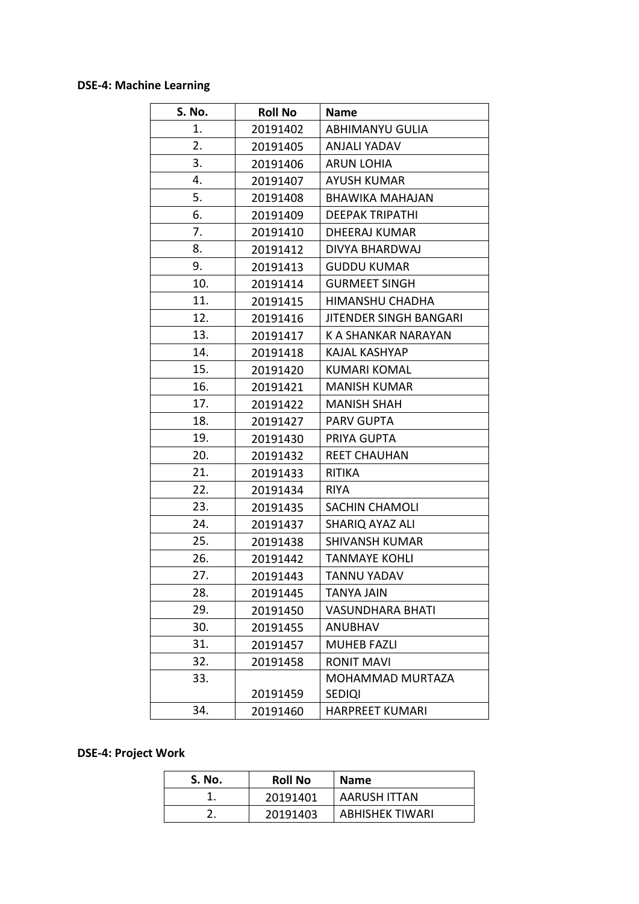**DSE-4: Machine Learning**

| S. No. | Roll No | Name |
|---|---|---|
| 1. | 20191402 | ABHIMANYU GULIA |
| 2. | 20191405 | ANJALI YADAV |
| 3. | 20191406 | ARUN LOHIA |
| 4. | 20191407 | AYUSH KUMAR |
| 5. | 20191408 | BHAWIKA MAHAJAN |
| 6. | 20191409 | DEEPAK TRIPATHI |
| 7. | 20191410 | DHEERAJ KUMAR |
| 8. | 20191412 | DIVYA BHARDWAJ |
| 9. | 20191413 | GUDDU KUMAR |
| 10. | 20191414 | GURMEET SINGH |
| 11. | 20191415 | HIMANSHU CHADHA |
| 12. | 20191416 | JITENDER SINGH BANGARI |
| 13. | 20191417 | K A SHANKAR NARAYAN |
| 14. | 20191418 | KAJAL KASHYAP |
| 15. | 20191420 | KUMARI KOMAL |
| 16. | 20191421 | MANISH KUMAR |
| 17. | 20191422 | MANISH SHAH |
| 18. | 20191427 | PARV GUPTA |
| 19. | 20191430 | PRIYA GUPTA |
| 20. | 20191432 | REET CHAUHAN |
| 21. | 20191433 | RITIKA |
| 22. | 20191434 | RIYA |
| 23. | 20191435 | SACHIN CHAMOLI |
| 24. | 20191437 | SHARIQ AYAZ ALI |
| 25. | 20191438 | SHIVANSH KUMAR |
| 26. | 20191442 | TANMAYE KOHLI |
| 27. | 20191443 | TANNU YADAV |
| 28. | 20191445 | TANYA JAIN |
| 29. | 20191450 | VASUNDHARA BHATI |
| 30. | 20191455 | ANUBHAV |
| 31. | 20191457 | MUHEB FAZLI |
| 32. | 20191458 | RONIT MAVI |
| 33. | 20191459 | MOHAMMAD MURTAZA SEDIQI |
| 34. | 20191460 | HARPREET KUMARI |

**DSE-4: Project Work**

| S. No. | Roll No | Name |
|---|---|---|
| 1. | 20191401 | AARUSH ITTAN |
| 2. | 20191403 | ABHISHEK TIWARI |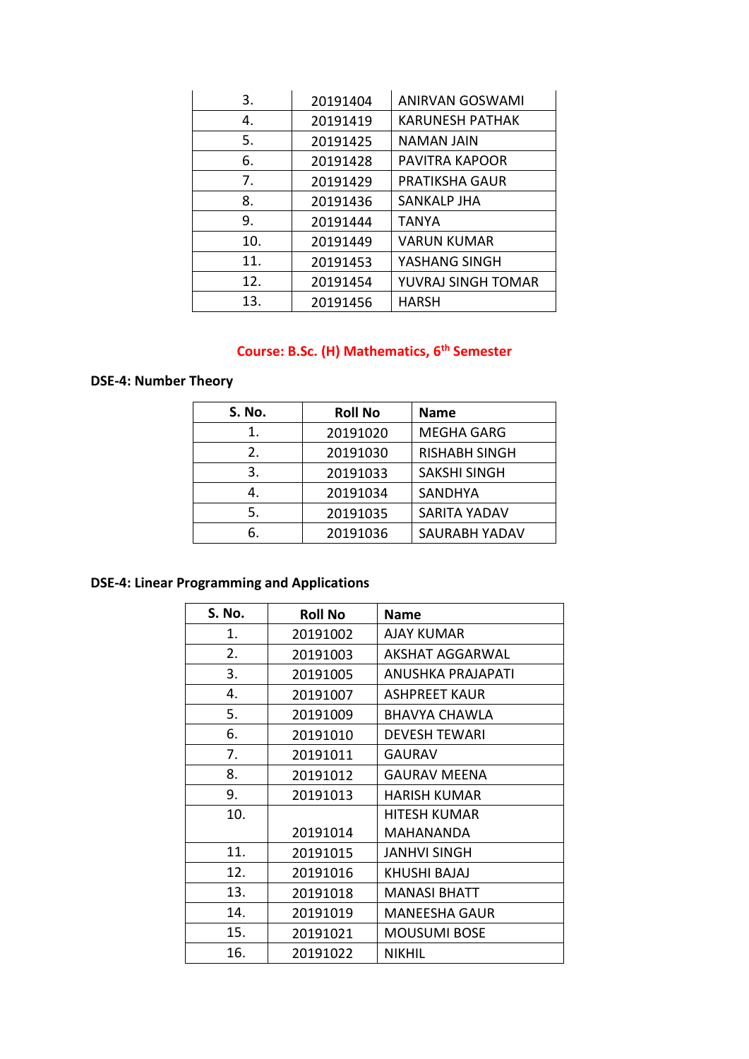| | | |
|---|---|---|
| 3. | 20191404 | ANIRVAN GOSWAMI |
| 4. | 20191419 | KARUNESH PATHAK |
| 5. | 20191425 | NAMAN JAIN |
| 6. | 20191428 | PAVITRA KAPOOR |
| 7. | 20191429 | PRATIKSHA GAUR |
| 8. | 20191436 | SANKALP JHA |
| 9. | 20191444 | TANYA |
| 10. | 20191449 | VARUN KUMAR |
| 11. | 20191453 | YASHANG SINGH |
| 12. | 20191454 | YUVRAJ SINGH TOMAR |
| 13. | 20191456 | HARSH |

**Course: B.Sc. (H) Mathematics, 6th Semester**

**DSE-4: Number Theory**

| S. No. | Roll No | Name |
|---|---|---|
| 1. | 20191020 | MEGHA GARG |
| 2. | 20191030 | RISHABH SINGH |
| 3. | 20191033 | SAKSHI SINGH |
| 4. | 20191034 | SANDHYA |
| 5. | 20191035 | SARITA YADAV |
| 6. | 20191036 | SAURABH YADAV |

**DSE-4: Linear Programming and Applications**

| S. No. | Roll No | Name |
|---|---|---|
| 1. | 20191002 | AJAY KUMAR |
| 2. | 20191003 | AKSHAT AGGARWAL |
| 3. | 20191005 | ANUSHKA PRAJAPATI |
| 4. | 20191007 | ASHPREET KAUR |
| 5. | 20191009 | BHAVYA CHAWLA |
| 6. | 20191010 | DEVESH TEWARI |
| 7. | 20191011 | GAURAV |
| 8. | 20191012 | GAURAV MEENA |
| 9. | 20191013 | HARISH KUMAR |
| 10. | 20191014 | HITESH KUMAR MAHANANDA |
| 11. | 20191015 | JANHVI SINGH |
| 12. | 20191016 | KHUSHI BAJAJ |
| 13. | 20191018 | MANASI BHATT |
| 14. | 20191019 | MANEESHA GAUR |
| 15. | 20191021 | MOUSUMI BOSE |
| 16. | 20191022 | NIKHIL |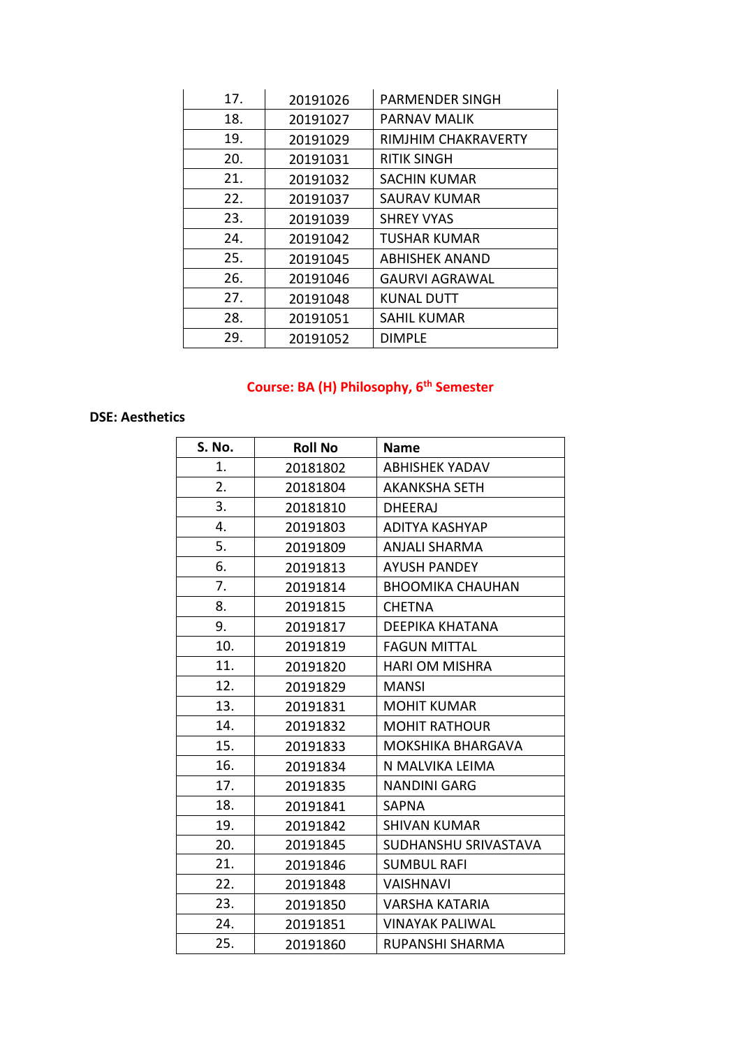| | | |
|---|---|---|
| 17. | 20191026 | PARMENDER SINGH |
| 18. | 20191027 | PARNAV MALIK |
| 19. | 20191029 | RIMJHIM CHAKRAVERTY |
| 20. | 20191031 | RITIK SINGH |
| 21. | 20191032 | SACHIN KUMAR |
| 22. | 20191037 | SAURAV KUMAR |
| 23. | 20191039 | SHREY VYAS |
| 24. | 20191042 | TUSHAR KUMAR |
| 25. | 20191045 | ABHISHEK ANAND |
| 26. | 20191046 | GAURVI AGRAWAL |
| 27. | 20191048 | KUNAL DUTT |
| 28. | 20191051 | SAHIL KUMAR |
| 29. | 20191052 | DIMPLE |

## Course: BA (H) Philosophy, 6th Semester

**DSE: Aesthetics**

| S. No. | Roll No | Name |
|---|---|---|
| 1. | 20181802 | ABHISHEK YADAV |
| 2. | 20181804 | AKANKSHA SETH |
| 3. | 20181810 | DHEERAJ |
| 4. | 20191803 | ADITYA KASHYAP |
| 5. | 20191809 | ANJALI SHARMA |
| 6. | 20191813 | AYUSH PANDEY |
| 7. | 20191814 | BHOOMIKA CHAUHAN |
| 8. | 20191815 | CHETNA |
| 9. | 20191817 | DEEPIKA KHATANA |
| 10. | 20191819 | FAGUN MITTAL |
| 11. | 20191820 | HARI OM MISHRA |
| 12. | 20191829 | MANSI |
| 13. | 20191831 | MOHIT KUMAR |
| 14. | 20191832 | MOHIT RATHOUR |
| 15. | 20191833 | MOKSHIKA BHARGAVA |
| 16. | 20191834 | N MALVIKA LEIMA |
| 17. | 20191835 | NANDINI GARG |
| 18. | 20191841 | SAPNA |
| 19. | 20191842 | SHIVAN KUMAR |
| 20. | 20191845 | SUDHANSHU SRIVASTAVA |
| 21. | 20191846 | SUMBUL RAFI |
| 22. | 20191848 | VAISHNAVI |
| 23. | 20191850 | VARSHA KATARIA |
| 24. | 20191851 | VINAYAK PALIWAL |
| 25. | 20191860 | RUPANSHI SHARMA |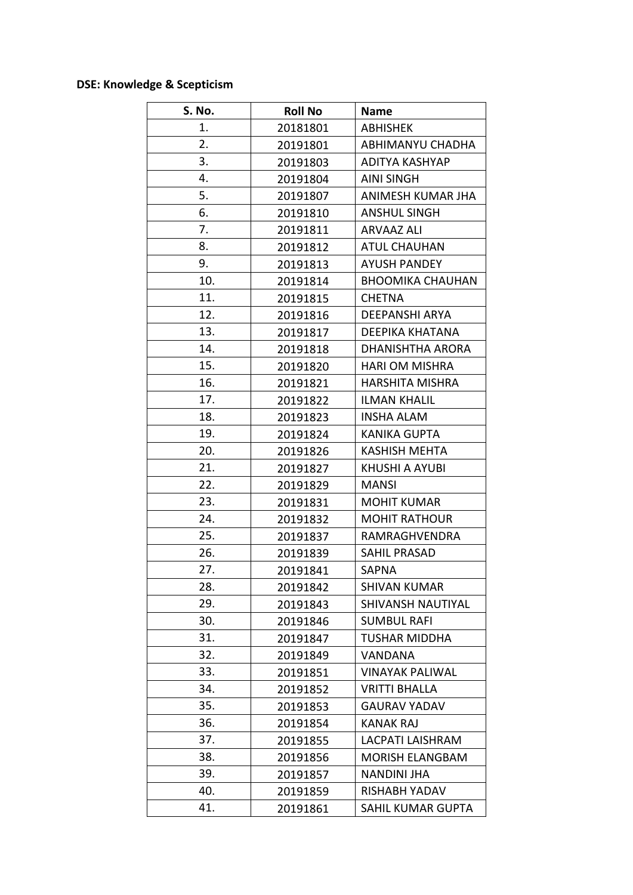**DSE: Knowledge & Scepticism**

| S. No. | Roll No | Name |
|---|---|---|
| 1. | 20181801 | ABHISHEK |
| 2. | 20191801 | ABHIMANYU CHADHA |
| 3. | 20191803 | ADITYA KASHYAP |
| 4. | 20191804 | AINI SINGH |
| 5. | 20191807 | ANIMESH KUMAR JHA |
| 6. | 20191810 | ANSHUL SINGH |
| 7. | 20191811 | ARVAAZ ALI |
| 8. | 20191812 | ATUL CHAUHAN |
| 9. | 20191813 | AYUSH PANDEY |
| 10. | 20191814 | BHOOMIKA CHAUHAN |
| 11. | 20191815 | CHETNA |
| 12. | 20191816 | DEEPANSHI ARYA |
| 13. | 20191817 | DEEPIKA KHATANA |
| 14. | 20191818 | DHANISHTHA ARORA |
| 15. | 20191820 | HARI OM MISHRA |
| 16. | 20191821 | HARSHITA MISHRA |
| 17. | 20191822 | ILMAN KHALIL |
| 18. | 20191823 | INSHA ALAM |
| 19. | 20191824 | KANIKA GUPTA |
| 20. | 20191826 | KASHISH MEHTA |
| 21. | 20191827 | KHUSHI A AYUBI |
| 22. | 20191829 | MANSI |
| 23. | 20191831 | MOHIT KUMAR |
| 24. | 20191832 | MOHIT RATHOUR |
| 25. | 20191837 | RAMRAGHVENDRA |
| 26. | 20191839 | SAHIL PRASAD |
| 27. | 20191841 | SAPNA |
| 28. | 20191842 | SHIVAN KUMAR |
| 29. | 20191843 | SHIVANSH NAUTIYAL |
| 30. | 20191846 | SUMBUL RAFI |
| 31. | 20191847 | TUSHAR MIDDHA |
| 32. | 20191849 | VANDANA |
| 33. | 20191851 | VINAYAK PALIWAL |
| 34. | 20191852 | VRITTI BHALLA |
| 35. | 20191853 | GAURAV YADAV |
| 36. | 20191854 | KANAK RAJ |
| 37. | 20191855 | LACPATI LAISHRAM |
| 38. | 20191856 | MORISH ELANGBAM |
| 39. | 20191857 | NANDINI JHA |
| 40. | 20191859 | RISHABH YADAV |
| 41. | 20191861 | SAHIL KUMAR GUPTA |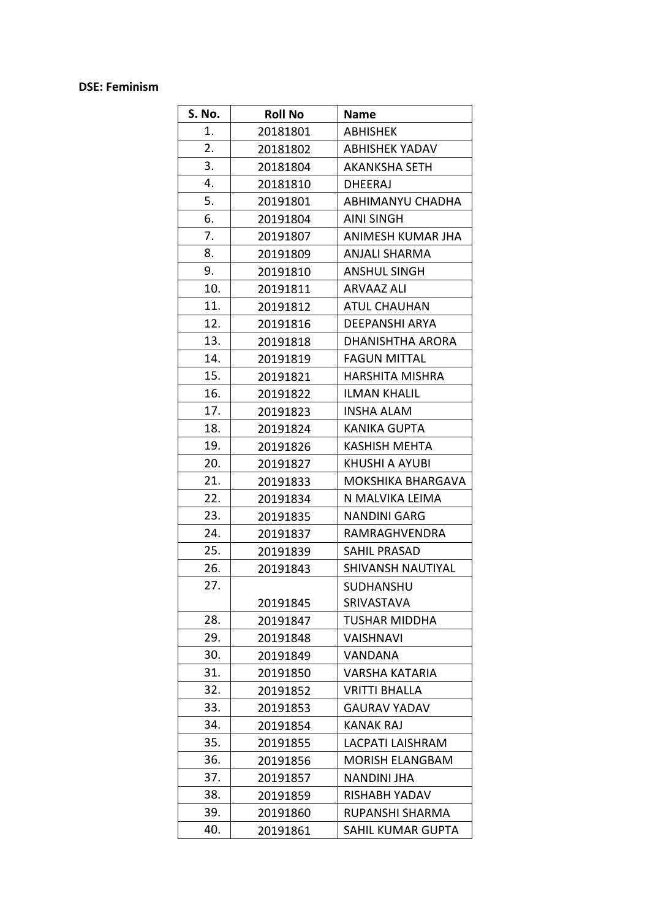**DSE: Feminism**

| S. No. | Roll No | Name |
|---|---|---|
| 1. | 20181801 | ABHISHEK |
| 2. | 20181802 | ABHISHEK YADAV |
| 3. | 20181804 | AKANKSHA SETH |
| 4. | 20181810 | DHEERAJ |
| 5. | 20191801 | ABHIMANYU CHADHA |
| 6. | 20191804 | AINI SINGH |
| 7. | 20191807 | ANIMESH KUMAR JHA |
| 8. | 20191809 | ANJALI SHARMA |
| 9. | 20191810 | ANSHUL SINGH |
| 10. | 20191811 | ARVAAZ ALI |
| 11. | 20191812 | ATUL CHAUHAN |
| 12. | 20191816 | DEEPANSHI ARYA |
| 13. | 20191818 | DHANISHTHA ARORA |
| 14. | 20191819 | FAGUN MITTAL |
| 15. | 20191821 | HARSHITA MISHRA |
| 16. | 20191822 | ILMAN KHALIL |
| 17. | 20191823 | INSHA ALAM |
| 18. | 20191824 | KANIKA GUPTA |
| 19. | 20191826 | KASHISH MEHTA |
| 20. | 20191827 | KHUSHI A AYUBI |
| 21. | 20191833 | MOKSHIKA BHARGAVA |
| 22. | 20191834 | N MALVIKA LEIMA |
| 23. | 20191835 | NANDINI GARG |
| 24. | 20191837 | RAMRAGHVENDRA |
| 25. | 20191839 | SAHIL PRASAD |
| 26. | 20191843 | SHIVANSH NAUTIYAL |
| 27. | 20191845 | SUDHANSHU SRIVASTAVA |
| 28. | 20191847 | TUSHAR MIDDHA |
| 29. | 20191848 | VAISHNAVI |
| 30. | 20191849 | VANDANA |
| 31. | 20191850 | VARSHA KATARIA |
| 32. | 20191852 | VRITTI BHALLA |
| 33. | 20191853 | GAURAV YADAV |
| 34. | 20191854 | KANAK RAJ |
| 35. | 20191855 | LACPATI LAISHRAM |
| 36. | 20191856 | MORISH ELANGBAM |
| 37. | 20191857 | NANDINI JHA |
| 38. | 20191859 | RISHABH YADAV |
| 39. | 20191860 | RUPANSHI SHARMA |
| 40. | 20191861 | SAHIL KUMAR GUPTA |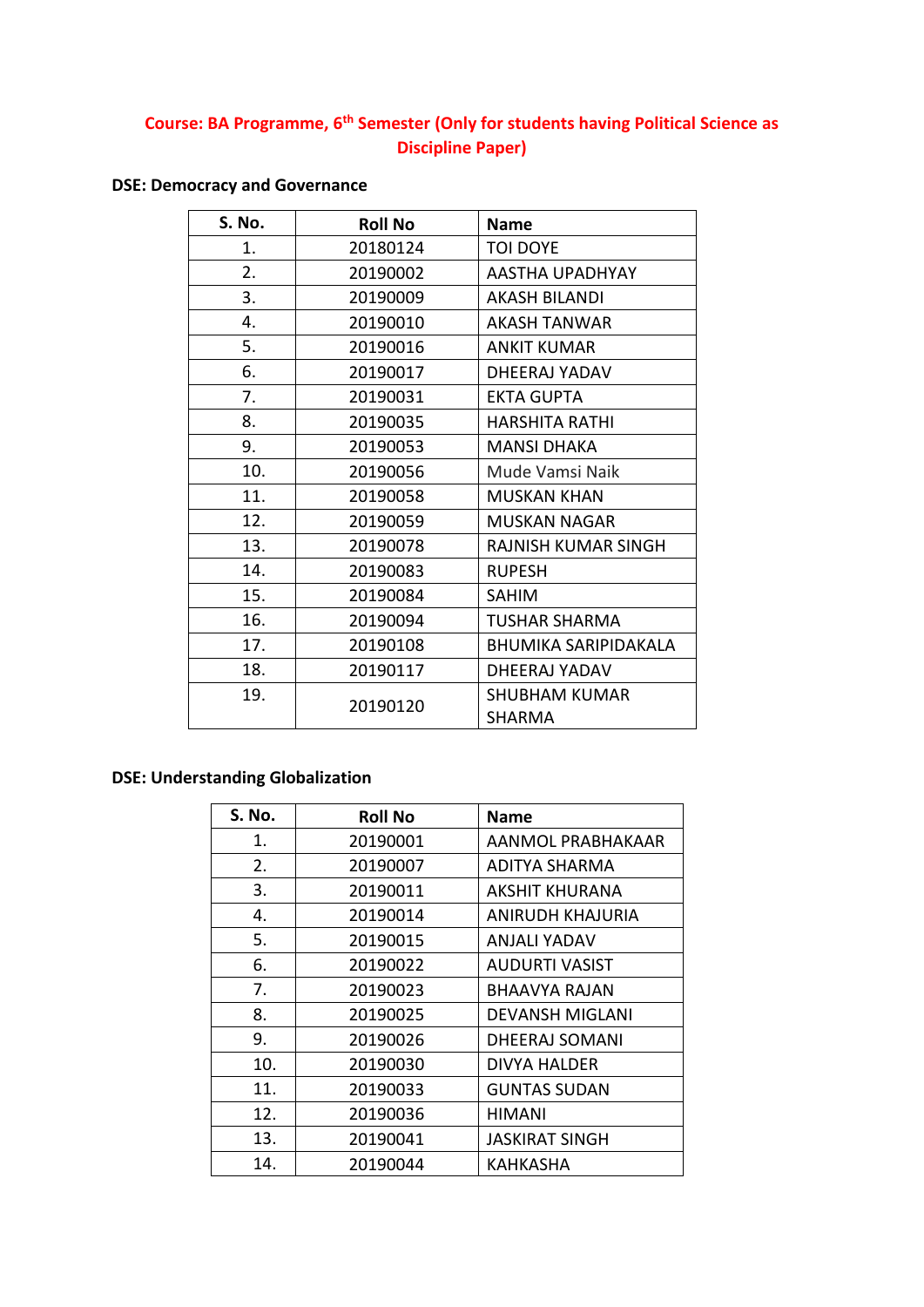**Course: BA Programme, 6th Semester (Only for students having Political Science as Discipline Paper)**

**DSE: Democracy and Governance**

| S. No. | Roll No | Name |
|---|---|---|
| 1. | 20180124 | TOI DOYE |
| 2. | 20190002 | AASTHA UPADHYAY |
| 3. | 20190009 | AKASH BILANDI |
| 4. | 20190010 | AKASH TANWAR |
| 5. | 20190016 | ANKIT KUMAR |
| 6. | 20190017 | DHEERAJ YADAV |
| 7. | 20190031 | EKTA GUPTA |
| 8. | 20190035 | HARSHITA RATHI |
| 9. | 20190053 | MANSI DHAKA |
| 10. | 20190056 | Mude Vamsi Naik |
| 11. | 20190058 | MUSKAN KHAN |
| 12. | 20190059 | MUSKAN NAGAR |
| 13. | 20190078 | RAJNISH KUMAR SINGH |
| 14. | 20190083 | RUPESH |
| 15. | 20190084 | SAHIM |
| 16. | 20190094 | TUSHAR SHARMA |
| 17. | 20190108 | BHUMIKA SARIPIDAKALA |
| 18. | 20190117 | DHEERAJ YADAV |
| 19. | 20190120 | SHUBHAM KUMAR SHARMA |

**DSE: Understanding Globalization**

| S. No. | Roll No | Name |
|---|---|---|
| 1. | 20190001 | AANMOL PRABHAKAAR |
| 2. | 20190007 | ADITYA SHARMA |
| 3. | 20190011 | AKSHIT KHURANA |
| 4. | 20190014 | ANIRUDH KHAJURIA |
| 5. | 20190015 | ANJALI YADAV |
| 6. | 20190022 | AUDURTI VASIST |
| 7. | 20190023 | BHAAVYA RAJAN |
| 8. | 20190025 | DEVANSH MIGLANI |
| 9. | 20190026 | DHEERAJ SOMANI |
| 10. | 20190030 | DIVYA HALDER |
| 11. | 20190033 | GUNTAS SUDAN |
| 12. | 20190036 | HIMANI |
| 13. | 20190041 | JASKIRAT SINGH |
| 14. | 20190044 | KAHKASHA |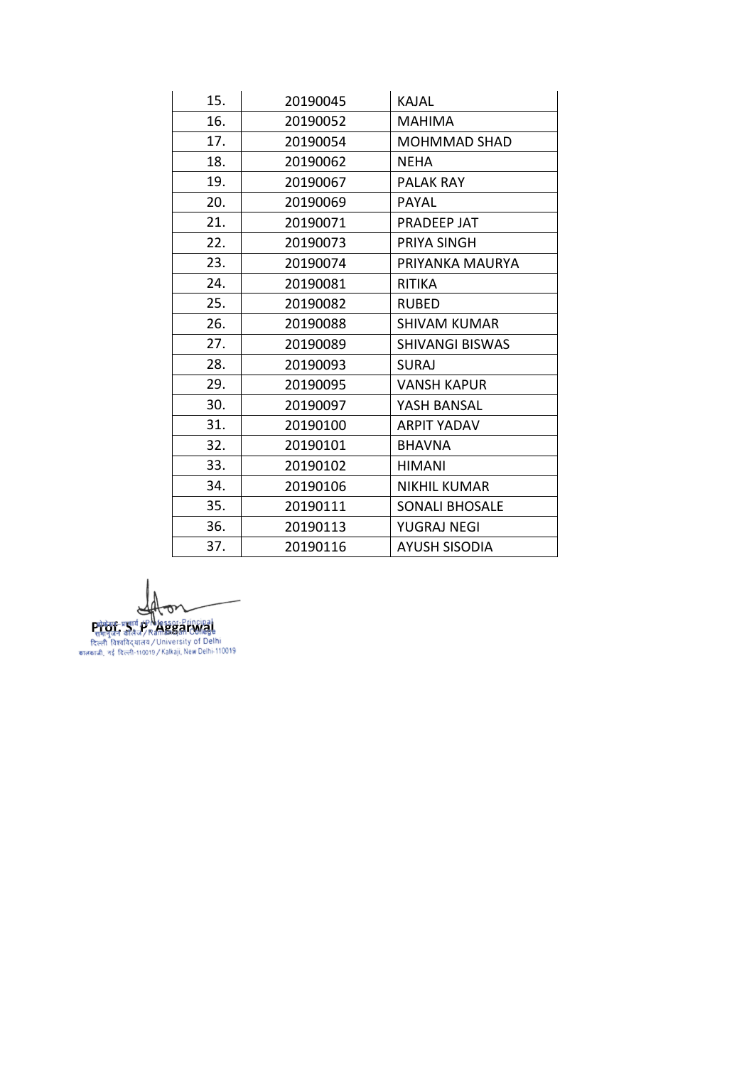| | | |
|---|---|---|
| 15. | 20190045 | KAJAL |
| 16. | 20190052 | MAHIMA |
| 17. | 20190054 | MOHMMAD SHAD |
| 18. | 20190062 | NEHA |
| 19. | 20190067 | PALAK RAY |
| 20. | 20190069 | PAYAL |
| 21. | 20190071 | PRADEEP JAT |
| 22. | 20190073 | PRIYA SINGH |
| 23. | 20190074 | PRIYANKA MAURYA |
| 24. | 20190081 | RITIKA |
| 25. | 20190082 | RUBED |
| 26. | 20190088 | SHIVAM KUMAR |
| 27. | 20190089 | SHIVANGI BISWAS |
| 28. | 20190093 | SURAJ |
| 29. | 20190095 | VANSH KAPUR |
| 30. | 20190097 | YASH BANSAL |
| 31. | 20190100 | ARPIT YADAV |
| 32. | 20190101 | BHAVNA |
| 33. | 20190102 | HIMANI |
| 34. | 20190106 | NIKHIL KUMAR |
| 35. | 20190111 | SONALI BHOSALE |
| 36. | 20190113 | YUGRAJ NEGI |
| 37. | 20190116 | AYUSH SISODIA |

**Prof. S. P. Aggarwal**

प्रोफेसर-प्राचार्य / Professor-Principal
रामानुजन कॉलेज / Ramanujan College
दिल्ली विश्वविद्यालय / University of Delhi
कालकाजी, नई दिल्ली-110019 / Kalkaji, New Delhi-110019